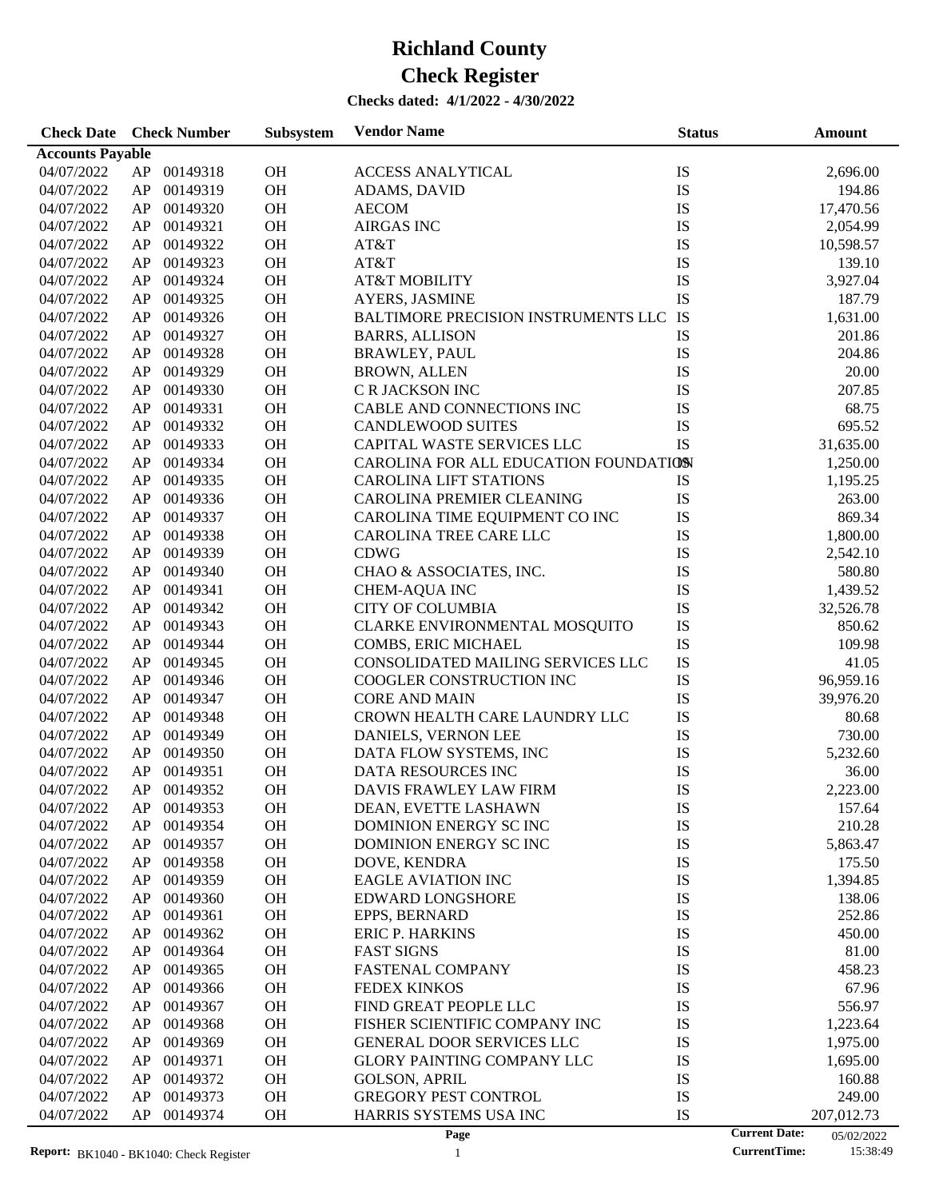# Richland County

# Check Register

**Checks dated: 4/1/2022 - 4/30/2022**

| Check Date | | Check Number | Subsystem | Vendor Name | Status | Amount |
|---|---|---|---|---|---|---|
| **Accounts Payable** | | | | | | |
| 04/07/2022 | AP | 00149318 | OH | ACCESS ANALYTICAL | IS | 2,696.00 |
| 04/07/2022 | AP | 00149319 | OH | ADAMS, DAVID | IS | 194.86 |
| 04/07/2022 | AP | 00149320 | OH | AECOM | IS | 17,470.56 |
| 04/07/2022 | AP | 00149321 | OH | AIRGAS INC | IS | 2,054.99 |
| 04/07/2022 | AP | 00149322 | OH | AT&T | IS | 10,598.57 |
| 04/07/2022 | AP | 00149323 | OH | AT&T | IS | 139.10 |
| 04/07/2022 | AP | 00149324 | OH | AT&T MOBILITY | IS | 3,927.04 |
| 04/07/2022 | AP | 00149325 | OH | AYERS, JASMINE | IS | 187.79 |
| 04/07/2022 | AP | 00149326 | OH | BALTIMORE PRECISION INSTRUMENTS LLC | IS | 1,631.00 |
| 04/07/2022 | AP | 00149327 | OH | BARRS, ALLISON | IS | 201.86 |
| 04/07/2022 | AP | 00149328 | OH | BRAWLEY, PAUL | IS | 204.86 |
| 04/07/2022 | AP | 00149329 | OH | BROWN, ALLEN | IS | 20.00 |
| 04/07/2022 | AP | 00149330 | OH | C R JACKSON INC | IS | 207.85 |
| 04/07/2022 | AP | 00149331 | OH | CABLE AND CONNECTIONS INC | IS | 68.75 |
| 04/07/2022 | AP | 00149332 | OH | CANDLEWOOD SUITES | IS | 695.52 |
| 04/07/2022 | AP | 00149333 | OH | CAPITAL WASTE SERVICES LLC | IS | 31,635.00 |
| 04/07/2022 | AP | 00149334 | OH | CAROLINA FOR ALL EDUCATION FOUNDATION | IS | 1,250.00 |
| 04/07/2022 | AP | 00149335 | OH | CAROLINA LIFT STATIONS | IS | 1,195.25 |
| 04/07/2022 | AP | 00149336 | OH | CAROLINA PREMIER CLEANING | IS | 263.00 |
| 04/07/2022 | AP | 00149337 | OH | CAROLINA TIME EQUIPMENT CO INC | IS | 869.34 |
| 04/07/2022 | AP | 00149338 | OH | CAROLINA TREE CARE LLC | IS | 1,800.00 |
| 04/07/2022 | AP | 00149339 | OH | CDWG | IS | 2,542.10 |
| 04/07/2022 | AP | 00149340 | OH | CHAO & ASSOCIATES, INC. | IS | 580.80 |
| 04/07/2022 | AP | 00149341 | OH | CHEM-AQUA INC | IS | 1,439.52 |
| 04/07/2022 | AP | 00149342 | OH | CITY OF COLUMBIA | IS | 32,526.78 |
| 04/07/2022 | AP | 00149343 | OH | CLARKE ENVIRONMENTAL MOSQUITO | IS | 850.62 |
| 04/07/2022 | AP | 00149344 | OH | COMBS, ERIC MICHAEL | IS | 109.98 |
| 04/07/2022 | AP | 00149345 | OH | CONSOLIDATED MAILING SERVICES LLC | IS | 41.05 |
| 04/07/2022 | AP | 00149346 | OH | COOGLER CONSTRUCTION INC | IS | 96,959.16 |
| 04/07/2022 | AP | 00149347 | OH | CORE AND MAIN | IS | 39,976.20 |
| 04/07/2022 | AP | 00149348 | OH | CROWN HEALTH CARE LAUNDRY LLC | IS | 80.68 |
| 04/07/2022 | AP | 00149349 | OH | DANIELS, VERNON LEE | IS | 730.00 |
| 04/07/2022 | AP | 00149350 | OH | DATA FLOW SYSTEMS, INC | IS | 5,232.60 |
| 04/07/2022 | AP | 00149351 | OH | DATA RESOURCES INC | IS | 36.00 |
| 04/07/2022 | AP | 00149352 | OH | DAVIS FRAWLEY LAW FIRM | IS | 2,223.00 |
| 04/07/2022 | AP | 00149353 | OH | DEAN, EVETTE LASHAWN | IS | 157.64 |
| 04/07/2022 | AP | 00149354 | OH | DOMINION ENERGY SC INC | IS | 210.28 |
| 04/07/2022 | AP | 00149357 | OH | DOMINION ENERGY SC INC | IS | 5,863.47 |
| 04/07/2022 | AP | 00149358 | OH | DOVE, KENDRA | IS | 175.50 |
| 04/07/2022 | AP | 00149359 | OH | EAGLE AVIATION INC | IS | 1,394.85 |
| 04/07/2022 | AP | 00149360 | OH | EDWARD LONGSHORE | IS | 138.06 |
| 04/07/2022 | AP | 00149361 | OH | EPPS, BERNARD | IS | 252.86 |
| 04/07/2022 | AP | 00149362 | OH | ERIC P. HARKINS | IS | 450.00 |
| 04/07/2022 | AP | 00149364 | OH | FAST SIGNS | IS | 81.00 |
| 04/07/2022 | AP | 00149365 | OH | FASTENAL COMPANY | IS | 458.23 |
| 04/07/2022 | AP | 00149366 | OH | FEDEX KINKOS | IS | 67.96 |
| 04/07/2022 | AP | 00149367 | OH | FIND GREAT PEOPLE LLC | IS | 556.97 |
| 04/07/2022 | AP | 00149368 | OH | FISHER SCIENTIFIC COMPANY INC | IS | 1,223.64 |
| 04/07/2022 | AP | 00149369 | OH | GENERAL DOOR SERVICES LLC | IS | 1,975.00 |
| 04/07/2022 | AP | 00149371 | OH | GLORY PAINTING COMPANY LLC | IS | 1,695.00 |
| 04/07/2022 | AP | 00149372 | OH | GOLSON, APRIL | IS | 160.88 |
| 04/07/2022 | AP | 00149373 | OH | GREGORY PEST CONTROL | IS | 249.00 |
| 04/07/2022 | AP | 00149374 | OH | HARRIS SYSTEMS USA INC | IS | 207,012.73 |

**Report:** BK1040 - BK1040: Check Register

**Current Date:** 05/02/2022
**CurrentTime:** 15:38:49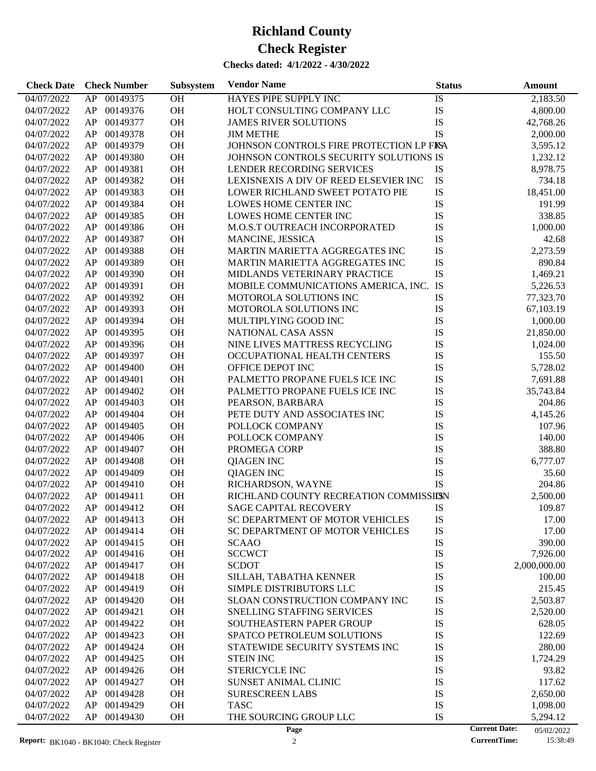# Richland County

# Check Register

**Checks dated: 4/1/2022 - 4/30/2022**

| Check Date | Check Number | | Subsystem | Vendor Name | Status | Amount |
|---|---|---|---|---|---|---|
| 04/07/2022 | AP | 00149375 | OH | HAYES PIPE SUPPLY INC | IS | 2,183.50 |
| 04/07/2022 | AP | 00149376 | OH | HOLT CONSULTING COMPANY LLC | IS | 4,800.00 |
| 04/07/2022 | AP | 00149377 | OH | JAMES RIVER SOLUTIONS | IS | 42,768.26 |
| 04/07/2022 | AP | 00149378 | OH | JIM METHE | IS | 2,000.00 |
| 04/07/2022 | AP | 00149379 | OH | JOHNSON CONTROLS FIRE PROTECTION LP FKA | IS | 3,595.12 |
| 04/07/2022 | AP | 00149380 | OH | JOHNSON CONTROLS SECURITY SOLUTIONS | IS | 1,232.12 |
| 04/07/2022 | AP | 00149381 | OH | LENDER RECORDING SERVICES | IS | 8,978.75 |
| 04/07/2022 | AP | 00149382 | OH | LEXISNEXIS A DIV OF REED ELSEVIER INC | IS | 734.18 |
| 04/07/2022 | AP | 00149383 | OH | LOWER RICHLAND SWEET POTATO PIE | IS | 18,451.00 |
| 04/07/2022 | AP | 00149384 | OH | LOWES HOME CENTER INC | IS | 191.99 |
| 04/07/2022 | AP | 00149385 | OH | LOWES HOME CENTER INC | IS | 338.85 |
| 04/07/2022 | AP | 00149386 | OH | M.O.S.T OUTREACH INCORPORATED | IS | 1,000.00 |
| 04/07/2022 | AP | 00149387 | OH | MANCINE, JESSICA | IS | 42.68 |
| 04/07/2022 | AP | 00149388 | OH | MARTIN MARIETTA AGGREGATES INC | IS | 2,273.59 |
| 04/07/2022 | AP | 00149389 | OH | MARTIN MARIETTA AGGREGATES INC | IS | 890.84 |
| 04/07/2022 | AP | 00149390 | OH | MIDLANDS VETERINARY PRACTICE | IS | 1,469.21 |
| 04/07/2022 | AP | 00149391 | OH | MOBILE COMMUNICATIONS AMERICA, INC. | IS | 5,226.53 |
| 04/07/2022 | AP | 00149392 | OH | MOTOROLA SOLUTIONS INC | IS | 77,323.70 |
| 04/07/2022 | AP | 00149393 | OH | MOTOROLA SOLUTIONS INC | IS | 67,103.19 |
| 04/07/2022 | AP | 00149394 | OH | MULTIPLYING GOOD INC | IS | 1,000.00 |
| 04/07/2022 | AP | 00149395 | OH | NATIONAL CASA ASSN | IS | 21,850.00 |
| 04/07/2022 | AP | 00149396 | OH | NINE LIVES MATTRESS RECYCLING | IS | 1,024.00 |
| 04/07/2022 | AP | 00149397 | OH | OCCUPATIONAL HEALTH CENTERS | IS | 155.50 |
| 04/07/2022 | AP | 00149400 | OH | OFFICE DEPOT INC | IS | 5,728.02 |
| 04/07/2022 | AP | 00149401 | OH | PALMETTO PROPANE FUELS ICE INC | IS | 7,691.88 |
| 04/07/2022 | AP | 00149402 | OH | PALMETTO PROPANE FUELS ICE INC | IS | 35,743.84 |
| 04/07/2022 | AP | 00149403 | OH | PEARSON, BARBARA | IS | 204.86 |
| 04/07/2022 | AP | 00149404 | OH | PETE DUTY AND ASSOCIATES INC | IS | 4,145.26 |
| 04/07/2022 | AP | 00149405 | OH | POLLOCK COMPANY | IS | 107.96 |
| 04/07/2022 | AP | 00149406 | OH | POLLOCK COMPANY | IS | 140.00 |
| 04/07/2022 | AP | 00149407 | OH | PROMEGA CORP | IS | 388.80 |
| 04/07/2022 | AP | 00149408 | OH | QIAGEN INC | IS | 6,777.07 |
| 04/07/2022 | AP | 00149409 | OH | QIAGEN INC | IS | 35.60 |
| 04/07/2022 | AP | 00149410 | OH | RICHARDSON, WAYNE | IS | 204.86 |
| 04/07/2022 | AP | 00149411 | OH | RICHLAND COUNTY RECREATION COMMISSION | IS | 2,500.00 |
| 04/07/2022 | AP | 00149412 | OH | SAGE CAPITAL RECOVERY | IS | 109.87 |
| 04/07/2022 | AP | 00149413 | OH | SC DEPARTMENT OF MOTOR VEHICLES | IS | 17.00 |
| 04/07/2022 | AP | 00149414 | OH | SC DEPARTMENT OF MOTOR VEHICLES | IS | 17.00 |
| 04/07/2022 | AP | 00149415 | OH | SCAAO | IS | 390.00 |
| 04/07/2022 | AP | 00149416 | OH | SCCWCT | IS | 7,926.00 |
| 04/07/2022 | AP | 00149417 | OH | SCDOT | IS | 2,000,000.00 |
| 04/07/2022 | AP | 00149418 | OH | SILLAH, TABATHA KENNER | IS | 100.00 |
| 04/07/2022 | AP | 00149419 | OH | SIMPLE DISTRIBUTORS LLC | IS | 215.45 |
| 04/07/2022 | AP | 00149420 | OH | SLOAN CONSTRUCTION COMPANY INC | IS | 2,503.87 |
| 04/07/2022 | AP | 00149421 | OH | SNELLING STAFFING SERVICES | IS | 2,520.00 |
| 04/07/2022 | AP | 00149422 | OH | SOUTHEASTERN PAPER GROUP | IS | 628.05 |
| 04/07/2022 | AP | 00149423 | OH | SPATCO PETROLEUM SOLUTIONS | IS | 122.69 |
| 04/07/2022 | AP | 00149424 | OH | STATEWIDE SECURITY SYSTEMS INC | IS | 280.00 |
| 04/07/2022 | AP | 00149425 | OH | STEIN INC | IS | 1,724.29 |
| 04/07/2022 | AP | 00149426 | OH | STERICYCLE INC | IS | 93.82 |
| 04/07/2022 | AP | 00149427 | OH | SUNSET ANIMAL CLINIC | IS | 117.62 |
| 04/07/2022 | AP | 00149428 | OH | SURESCREEN LABS | IS | 2,650.00 |
| 04/07/2022 | AP | 00149429 | OH | TASC | IS | 1,098.00 |
| 04/07/2022 | AP | 00149430 | OH | THE SOURCING GROUP LLC | IS | 5,294.12 |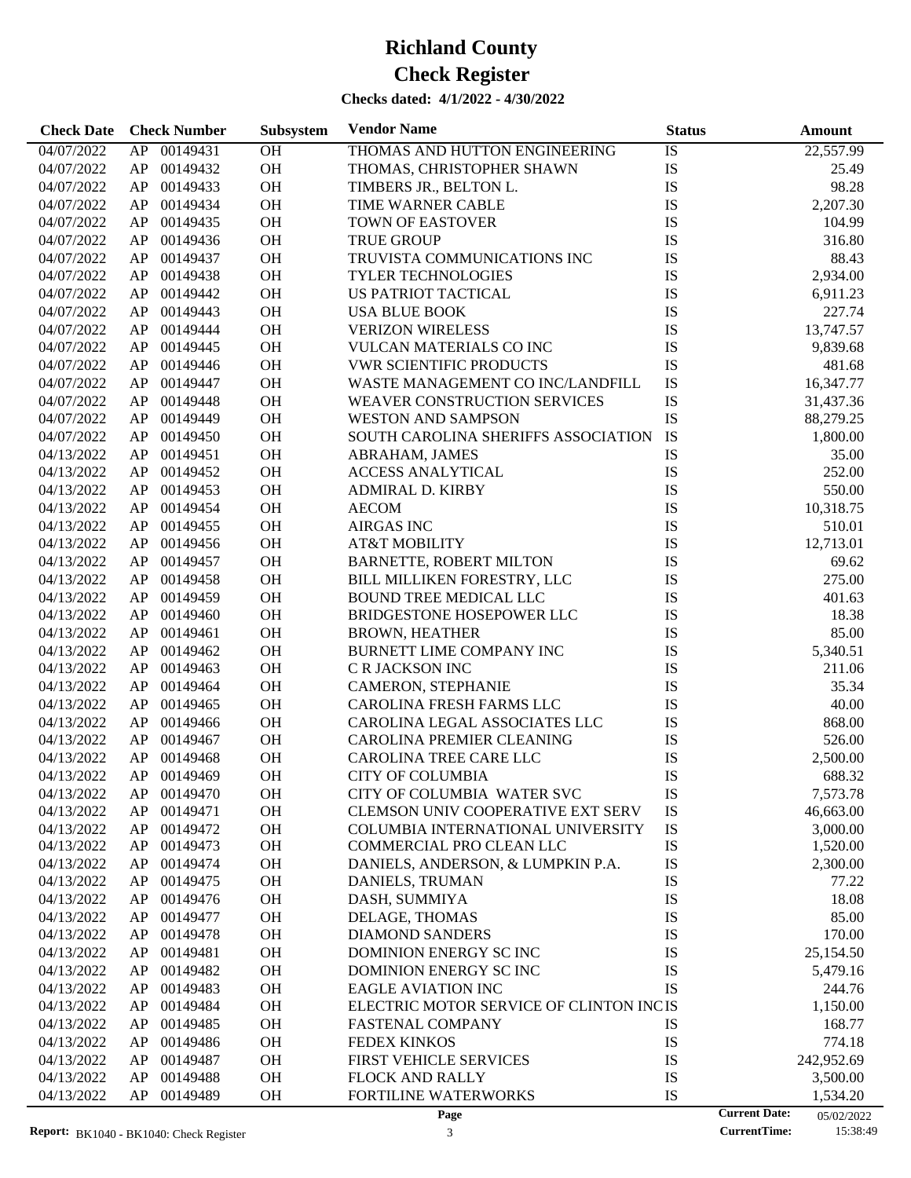# Richland County
# Check Register

**Checks dated: 4/1/2022 - 4/30/2022**

| Check Date | Check Number | | Subsystem | Vendor Name | Status | Amount |
|---|---|---|---|---|---|---|
| 04/07/2022 | AP | 00149431 | OH | THOMAS AND HUTTON ENGINEERING | IS | 22,557.99 |
| 04/07/2022 | AP | 00149432 | OH | THOMAS, CHRISTOPHER SHAWN | IS | 25.49 |
| 04/07/2022 | AP | 00149433 | OH | TIMBERS JR., BELTON L. | IS | 98.28 |
| 04/07/2022 | AP | 00149434 | OH | TIME WARNER CABLE | IS | 2,207.30 |
| 04/07/2022 | AP | 00149435 | OH | TOWN OF EASTOVER | IS | 104.99 |
| 04/07/2022 | AP | 00149436 | OH | TRUE GROUP | IS | 316.80 |
| 04/07/2022 | AP | 00149437 | OH | TRUVISTA COMMUNICATIONS INC | IS | 88.43 |
| 04/07/2022 | AP | 00149438 | OH | TYLER TECHNOLOGIES | IS | 2,934.00 |
| 04/07/2022 | AP | 00149442 | OH | US PATRIOT TACTICAL | IS | 6,911.23 |
| 04/07/2022 | AP | 00149443 | OH | USA BLUE BOOK | IS | 227.74 |
| 04/07/2022 | AP | 00149444 | OH | VERIZON WIRELESS | IS | 13,747.57 |
| 04/07/2022 | AP | 00149445 | OH | VULCAN MATERIALS CO INC | IS | 9,839.68 |
| 04/07/2022 | AP | 00149446 | OH | VWR SCIENTIFIC PRODUCTS | IS | 481.68 |
| 04/07/2022 | AP | 00149447 | OH | WASTE MANAGEMENT CO INC/LANDFILL | IS | 16,347.77 |
| 04/07/2022 | AP | 00149448 | OH | WEAVER CONSTRUCTION SERVICES | IS | 31,437.36 |
| 04/07/2022 | AP | 00149449 | OH | WESTON AND SAMPSON | IS | 88,279.25 |
| 04/07/2022 | AP | 00149450 | OH | SOUTH CAROLINA SHERIFFS ASSOCIATION | IS | 1,800.00 |
| 04/13/2022 | AP | 00149451 | OH | ABRAHAM, JAMES | IS | 35.00 |
| 04/13/2022 | AP | 00149452 | OH | ACCESS ANALYTICAL | IS | 252.00 |
| 04/13/2022 | AP | 00149453 | OH | ADMIRAL D. KIRBY | IS | 550.00 |
| 04/13/2022 | AP | 00149454 | OH | AECOM | IS | 10,318.75 |
| 04/13/2022 | AP | 00149455 | OH | AIRGAS INC | IS | 510.01 |
| 04/13/2022 | AP | 00149456 | OH | AT&T MOBILITY | IS | 12,713.01 |
| 04/13/2022 | AP | 00149457 | OH | BARNETTE, ROBERT MILTON | IS | 69.62 |
| 04/13/2022 | AP | 00149458 | OH | BILL MILLIKEN FORESTRY, LLC | IS | 275.00 |
| 04/13/2022 | AP | 00149459 | OH | BOUND TREE MEDICAL LLC | IS | 401.63 |
| 04/13/2022 | AP | 00149460 | OH | BRIDGESTONE HOSEPOWER LLC | IS | 18.38 |
| 04/13/2022 | AP | 00149461 | OH | BROWN, HEATHER | IS | 85.00 |
| 04/13/2022 | AP | 00149462 | OH | BURNETT LIME COMPANY INC | IS | 5,340.51 |
| 04/13/2022 | AP | 00149463 | OH | C R JACKSON INC | IS | 211.06 |
| 04/13/2022 | AP | 00149464 | OH | CAMERON, STEPHANIE | IS | 35.34 |
| 04/13/2022 | AP | 00149465 | OH | CAROLINA FRESH FARMS LLC | IS | 40.00 |
| 04/13/2022 | AP | 00149466 | OH | CAROLINA LEGAL ASSOCIATES LLC | IS | 868.00 |
| 04/13/2022 | AP | 00149467 | OH | CAROLINA PREMIER CLEANING | IS | 526.00 |
| 04/13/2022 | AP | 00149468 | OH | CAROLINA TREE CARE LLC | IS | 2,500.00 |
| 04/13/2022 | AP | 00149469 | OH | CITY OF COLUMBIA | IS | 688.32 |
| 04/13/2022 | AP | 00149470 | OH | CITY OF COLUMBIA WATER SVC | IS | 7,573.78 |
| 04/13/2022 | AP | 00149471 | OH | CLEMSON UNIV COOPERATIVE EXT SERV | IS | 46,663.00 |
| 04/13/2022 | AP | 00149472 | OH | COLUMBIA INTERNATIONAL UNIVERSITY | IS | 3,000.00 |
| 04/13/2022 | AP | 00149473 | OH | COMMERCIAL PRO CLEAN LLC | IS | 1,520.00 |
| 04/13/2022 | AP | 00149474 | OH | DANIELS, ANDERSON, & LUMPKIN P.A. | IS | 2,300.00 |
| 04/13/2022 | AP | 00149475 | OH | DANIELS, TRUMAN | IS | 77.22 |
| 04/13/2022 | AP | 00149476 | OH | DASH, SUMMIYA | IS | 18.08 |
| 04/13/2022 | AP | 00149477 | OH | DELAGE, THOMAS | IS | 85.00 |
| 04/13/2022 | AP | 00149478 | OH | DIAMOND SANDERS | IS | 170.00 |
| 04/13/2022 | AP | 00149481 | OH | DOMINION ENERGY SC INC | IS | 25,154.50 |
| 04/13/2022 | AP | 00149482 | OH | DOMINION ENERGY SC INC | IS | 5,479.16 |
| 04/13/2022 | AP | 00149483 | OH | EAGLE AVIATION INC | IS | 244.76 |
| 04/13/2022 | AP | 00149484 | OH | ELECTRIC MOTOR SERVICE OF CLINTON INC | IS | 1,150.00 |
| 04/13/2022 | AP | 00149485 | OH | FASTENAL COMPANY | IS | 168.77 |
| 04/13/2022 | AP | 00149486 | OH | FEDEX KINKOS | IS | 774.18 |
| 04/13/2022 | AP | 00149487 | OH | FIRST VEHICLE SERVICES | IS | 242,952.69 |
| 04/13/2022 | AP | 00149488 | OH | FLOCK AND RALLY | IS | 3,500.00 |
| 04/13/2022 | AP | 00149489 | OH | FORTILINE WATERWORKS | IS | 1,534.20 |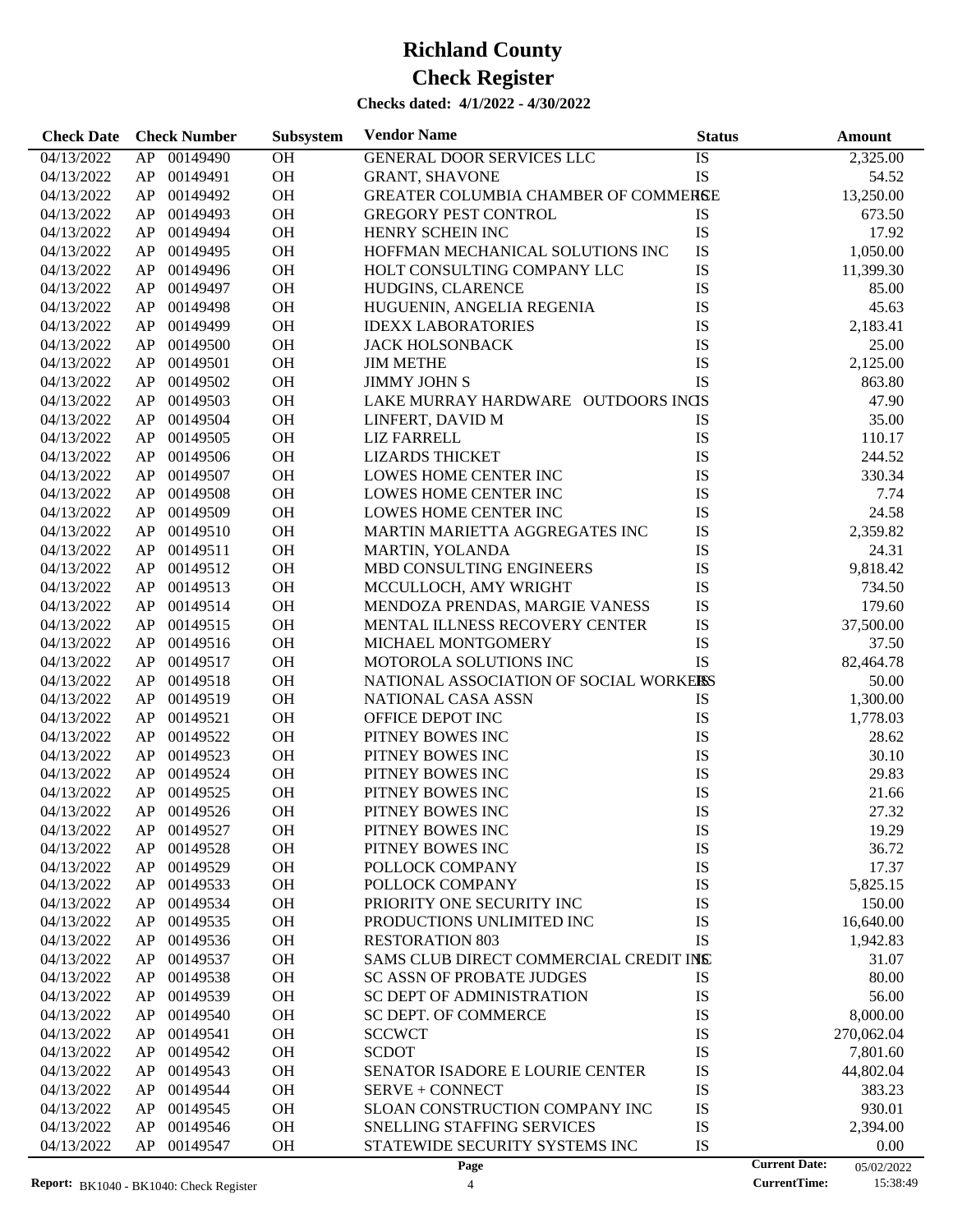# Richland County

# Check Register

**Checks dated: 4/1/2022 - 4/30/2022**

| Check Date | Check Number | | Subsystem | Vendor Name | Status | Amount |
|---|---|---|---|---|---|---|
| 04/13/2022 | AP | 00149490 | OH | GENERAL DOOR SERVICES LLC | IS | 2,325.00 |
| 04/13/2022 | AP | 00149491 | OH | GRANT, SHAVONE | IS | 54.52 |
| 04/13/2022 | AP | 00149492 | OH | GREATER COLUMBIA CHAMBER OF COMMERCE | IS | 13,250.00 |
| 04/13/2022 | AP | 00149493 | OH | GREGORY PEST CONTROL | IS | 673.50 |
| 04/13/2022 | AP | 00149494 | OH | HENRY SCHEIN INC | IS | 17.92 |
| 04/13/2022 | AP | 00149495 | OH | HOFFMAN MECHANICAL SOLUTIONS INC | IS | 1,050.00 |
| 04/13/2022 | AP | 00149496 | OH | HOLT CONSULTING COMPANY LLC | IS | 11,399.30 |
| 04/13/2022 | AP | 00149497 | OH | HUDGINS, CLARENCE | IS | 85.00 |
| 04/13/2022 | AP | 00149498 | OH | HUGUENIN, ANGELIA REGENIA | IS | 45.63 |
| 04/13/2022 | AP | 00149499 | OH | IDEXX LABORATORIES | IS | 2,183.41 |
| 04/13/2022 | AP | 00149500 | OH | JACK HOLSONBACK | IS | 25.00 |
| 04/13/2022 | AP | 00149501 | OH | JIM METHE | IS | 2,125.00 |
| 04/13/2022 | AP | 00149502 | OH | JIMMY JOHN S | IS | 863.80 |
| 04/13/2022 | AP | 00149503 | OH | LAKE MURRAY HARDWARE OUTDOORS INC | IS | 47.90 |
| 04/13/2022 | AP | 00149504 | OH | LINFERT, DAVID M | IS | 35.00 |
| 04/13/2022 | AP | 00149505 | OH | LIZ FARRELL | IS | 110.17 |
| 04/13/2022 | AP | 00149506 | OH | LIZARDS THICKET | IS | 244.52 |
| 04/13/2022 | AP | 00149507 | OH | LOWES HOME CENTER INC | IS | 330.34 |
| 04/13/2022 | AP | 00149508 | OH | LOWES HOME CENTER INC | IS | 7.74 |
| 04/13/2022 | AP | 00149509 | OH | LOWES HOME CENTER INC | IS | 24.58 |
| 04/13/2022 | AP | 00149510 | OH | MARTIN MARIETTA AGGREGATES INC | IS | 2,359.82 |
| 04/13/2022 | AP | 00149511 | OH | MARTIN, YOLANDA | IS | 24.31 |
| 04/13/2022 | AP | 00149512 | OH | MBD CONSULTING ENGINEERS | IS | 9,818.42 |
| 04/13/2022 | AP | 00149513 | OH | MCCULLOCH, AMY WRIGHT | IS | 734.50 |
| 04/13/2022 | AP | 00149514 | OH | MENDOZA PRENDAS, MARGIE VANESS | IS | 179.60 |
| 04/13/2022 | AP | 00149515 | OH | MENTAL ILLNESS RECOVERY CENTER | IS | 37,500.00 |
| 04/13/2022 | AP | 00149516 | OH | MICHAEL MONTGOMERY | IS | 37.50 |
| 04/13/2022 | AP | 00149517 | OH | MOTOROLA SOLUTIONS INC | IS | 82,464.78 |
| 04/13/2022 | AP | 00149518 | OH | NATIONAL ASSOCIATION OF SOCIAL WORKERS | IS | 50.00 |
| 04/13/2022 | AP | 00149519 | OH | NATIONAL CASA ASSN | IS | 1,300.00 |
| 04/13/2022 | AP | 00149521 | OH | OFFICE DEPOT INC | IS | 1,778.03 |
| 04/13/2022 | AP | 00149522 | OH | PITNEY BOWES INC | IS | 28.62 |
| 04/13/2022 | AP | 00149523 | OH | PITNEY BOWES INC | IS | 30.10 |
| 04/13/2022 | AP | 00149524 | OH | PITNEY BOWES INC | IS | 29.83 |
| 04/13/2022 | AP | 00149525 | OH | PITNEY BOWES INC | IS | 21.66 |
| 04/13/2022 | AP | 00149526 | OH | PITNEY BOWES INC | IS | 27.32 |
| 04/13/2022 | AP | 00149527 | OH | PITNEY BOWES INC | IS | 19.29 |
| 04/13/2022 | AP | 00149528 | OH | PITNEY BOWES INC | IS | 36.72 |
| 04/13/2022 | AP | 00149529 | OH | POLLOCK COMPANY | IS | 17.37 |
| 04/13/2022 | AP | 00149533 | OH | POLLOCK COMPANY | IS | 5,825.15 |
| 04/13/2022 | AP | 00149534 | OH | PRIORITY ONE SECURITY INC | IS | 150.00 |
| 04/13/2022 | AP | 00149535 | OH | PRODUCTIONS UNLIMITED INC | IS | 16,640.00 |
| 04/13/2022 | AP | 00149536 | OH | RESTORATION 803 | IS | 1,942.83 |
| 04/13/2022 | AP | 00149537 | OH | SAMS CLUB DIRECT COMMERCIAL CREDIT INC | IS | 31.07 |
| 04/13/2022 | AP | 00149538 | OH | SC ASSN OF PROBATE JUDGES | IS | 80.00 |
| 04/13/2022 | AP | 00149539 | OH | SC DEPT OF ADMINISTRATION | IS | 56.00 |
| 04/13/2022 | AP | 00149540 | OH | SC DEPT. OF COMMERCE | IS | 8,000.00 |
| 04/13/2022 | AP | 00149541 | OH | SCCWCT | IS | 270,062.04 |
| 04/13/2022 | AP | 00149542 | OH | SCDOT | IS | 7,801.60 |
| 04/13/2022 | AP | 00149543 | OH | SENATOR ISADORE E LOURIE CENTER | IS | 44,802.04 |
| 04/13/2022 | AP | 00149544 | OH | SERVE + CONNECT | IS | 383.23 |
| 04/13/2022 | AP | 00149545 | OH | SLOAN CONSTRUCTION COMPANY INC | IS | 930.01 |
| 04/13/2022 | AP | 00149546 | OH | SNELLING STAFFING SERVICES | IS | 2,394.00 |
| 04/13/2022 | AP | 00149547 | OH | STATEWIDE SECURITY SYSTEMS INC | IS | 0.00 |

Report: BK1040 - BK1040: Check Register | Current Date: 05/02/2022 | CurrentTime: 15:38:49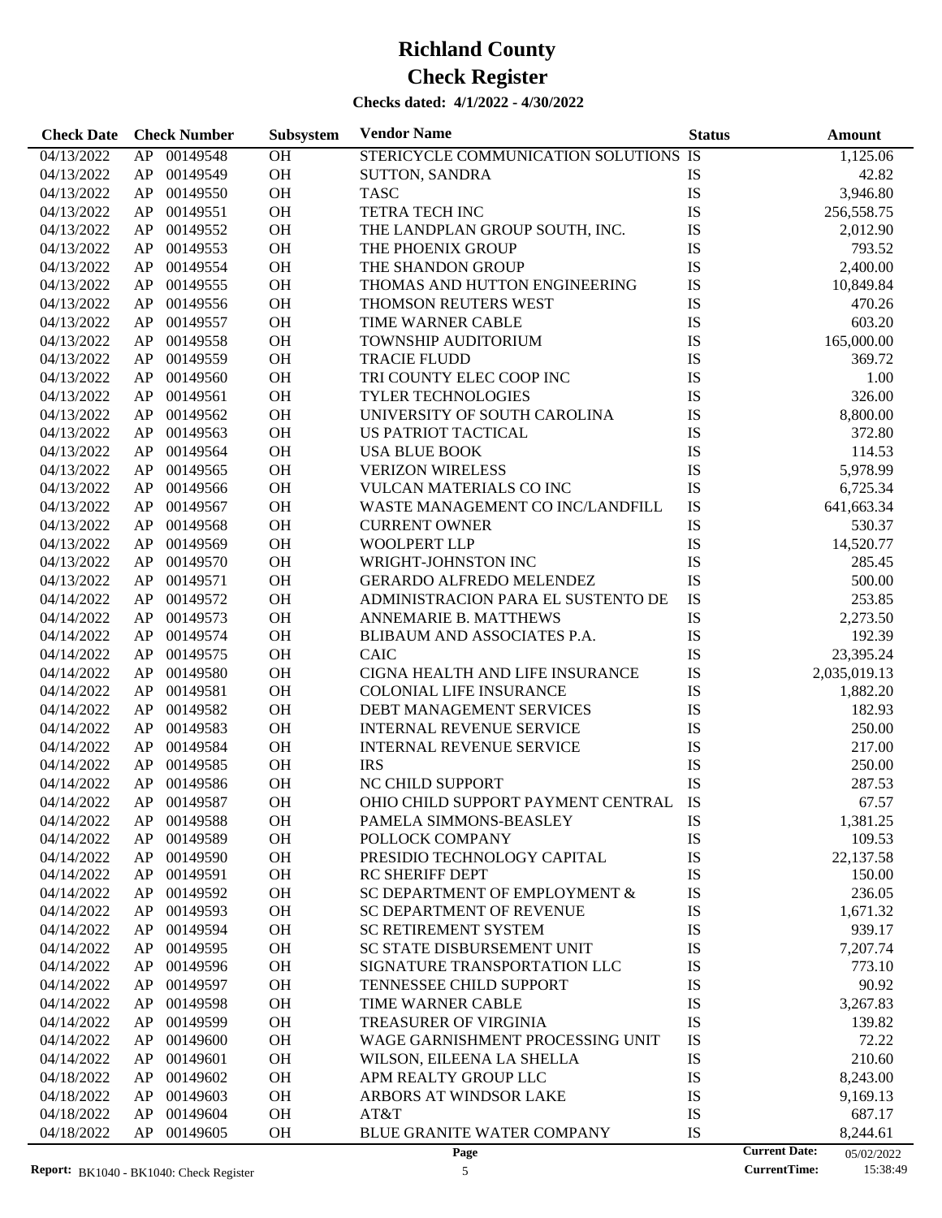# Richland County

# Check Register

**Checks dated: 4/1/2022 - 4/30/2022**

| Check Date | Check Number | | Subsystem | Vendor Name | Status | Amount |
|---|---|---|---|---|---|---|
| 04/13/2022 | AP | 00149548 | OH | STERICYCLE COMMUNICATION SOLUTIONS | IS | 1,125.06 |
| 04/13/2022 | AP | 00149549 | OH | SUTTON, SANDRA | IS | 42.82 |
| 04/13/2022 | AP | 00149550 | OH | TASC | IS | 3,946.80 |
| 04/13/2022 | AP | 00149551 | OH | TETRA TECH INC | IS | 256,558.75 |
| 04/13/2022 | AP | 00149552 | OH | THE LANDPLAN GROUP SOUTH, INC. | IS | 2,012.90 |
| 04/13/2022 | AP | 00149553 | OH | THE PHOENIX GROUP | IS | 793.52 |
| 04/13/2022 | AP | 00149554 | OH | THE SHANDON GROUP | IS | 2,400.00 |
| 04/13/2022 | AP | 00149555 | OH | THOMAS AND HUTTON ENGINEERING | IS | 10,849.84 |
| 04/13/2022 | AP | 00149556 | OH | THOMSON REUTERS WEST | IS | 470.26 |
| 04/13/2022 | AP | 00149557 | OH | TIME WARNER CABLE | IS | 603.20 |
| 04/13/2022 | AP | 00149558 | OH | TOWNSHIP AUDITORIUM | IS | 165,000.00 |
| 04/13/2022 | AP | 00149559 | OH | TRACIE FLUDD | IS | 369.72 |
| 04/13/2022 | AP | 00149560 | OH | TRI COUNTY ELEC COOP INC | IS | 1.00 |
| 04/13/2022 | AP | 00149561 | OH | TYLER TECHNOLOGIES | IS | 326.00 |
| 04/13/2022 | AP | 00149562 | OH | UNIVERSITY OF SOUTH CAROLINA | IS | 8,800.00 |
| 04/13/2022 | AP | 00149563 | OH | US PATRIOT TACTICAL | IS | 372.80 |
| 04/13/2022 | AP | 00149564 | OH | USA BLUE BOOK | IS | 114.53 |
| 04/13/2022 | AP | 00149565 | OH | VERIZON WIRELESS | IS | 5,978.99 |
| 04/13/2022 | AP | 00149566 | OH | VULCAN MATERIALS CO INC | IS | 6,725.34 |
| 04/13/2022 | AP | 00149567 | OH | WASTE MANAGEMENT CO INC/LANDFILL | IS | 641,663.34 |
| 04/13/2022 | AP | 00149568 | OH | CURRENT OWNER | IS | 530.37 |
| 04/13/2022 | AP | 00149569 | OH | WOOLPERT LLP | IS | 14,520.77 |
| 04/13/2022 | AP | 00149570 | OH | WRIGHT-JOHNSTON INC | IS | 285.45 |
| 04/13/2022 | AP | 00149571 | OH | GERARDO ALFREDO MELENDEZ | IS | 500.00 |
| 04/14/2022 | AP | 00149572 | OH | ADMINISTRACION PARA EL SUSTENTO DE | IS | 253.85 |
| 04/14/2022 | AP | 00149573 | OH | ANNEMARIE B. MATTHEWS | IS | 2,273.50 |
| 04/14/2022 | AP | 00149574 | OH | BLIBAUM AND ASSOCIATES P.A. | IS | 192.39 |
| 04/14/2022 | AP | 00149575 | OH | CAIC | IS | 23,395.24 |
| 04/14/2022 | AP | 00149580 | OH | CIGNA HEALTH AND LIFE INSURANCE | IS | 2,035,019.13 |
| 04/14/2022 | AP | 00149581 | OH | COLONIAL LIFE INSURANCE | IS | 1,882.20 |
| 04/14/2022 | AP | 00149582 | OH | DEBT MANAGEMENT SERVICES | IS | 182.93 |
| 04/14/2022 | AP | 00149583 | OH | INTERNAL REVENUE SERVICE | IS | 250.00 |
| 04/14/2022 | AP | 00149584 | OH | INTERNAL REVENUE SERVICE | IS | 217.00 |
| 04/14/2022 | AP | 00149585 | OH | IRS | IS | 250.00 |
| 04/14/2022 | AP | 00149586 | OH | NC CHILD SUPPORT | IS | 287.53 |
| 04/14/2022 | AP | 00149587 | OH | OHIO CHILD SUPPORT PAYMENT CENTRAL | IS | 67.57 |
| 04/14/2022 | AP | 00149588 | OH | PAMELA SIMMONS-BEASLEY | IS | 1,381.25 |
| 04/14/2022 | AP | 00149589 | OH | POLLOCK COMPANY | IS | 109.53 |
| 04/14/2022 | AP | 00149590 | OH | PRESIDIO TECHNOLOGY CAPITAL | IS | 22,137.58 |
| 04/14/2022 | AP | 00149591 | OH | RC SHERIFF DEPT | IS | 150.00 |
| 04/14/2022 | AP | 00149592 | OH | SC DEPARTMENT OF EMPLOYMENT & | IS | 236.05 |
| 04/14/2022 | AP | 00149593 | OH | SC DEPARTMENT OF REVENUE | IS | 1,671.32 |
| 04/14/2022 | AP | 00149594 | OH | SC RETIREMENT SYSTEM | IS | 939.17 |
| 04/14/2022 | AP | 00149595 | OH | SC STATE DISBURSEMENT UNIT | IS | 7,207.74 |
| 04/14/2022 | AP | 00149596 | OH | SIGNATURE TRANSPORTATION LLC | IS | 773.10 |
| 04/14/2022 | AP | 00149597 | OH | TENNESSEE CHILD SUPPORT | IS | 90.92 |
| 04/14/2022 | AP | 00149598 | OH | TIME WARNER CABLE | IS | 3,267.83 |
| 04/14/2022 | AP | 00149599 | OH | TREASURER OF VIRGINIA | IS | 139.82 |
| 04/14/2022 | AP | 00149600 | OH | WAGE GARNISHMENT PROCESSING UNIT | IS | 72.22 |
| 04/14/2022 | AP | 00149601 | OH | WILSON, EILEENA LA SHELLA | IS | 210.60 |
| 04/18/2022 | AP | 00149602 | OH | APM REALTY GROUP LLC | IS | 8,243.00 |
| 04/18/2022 | AP | 00149603 | OH | ARBORS AT WINDSOR LAKE | IS | 9,169.13 |
| 04/18/2022 | AP | 00149604 | OH | AT&T | IS | 687.17 |
| 04/18/2022 | AP | 00149605 | OH | BLUE GRANITE WATER COMPANY | IS | 8,244.61 |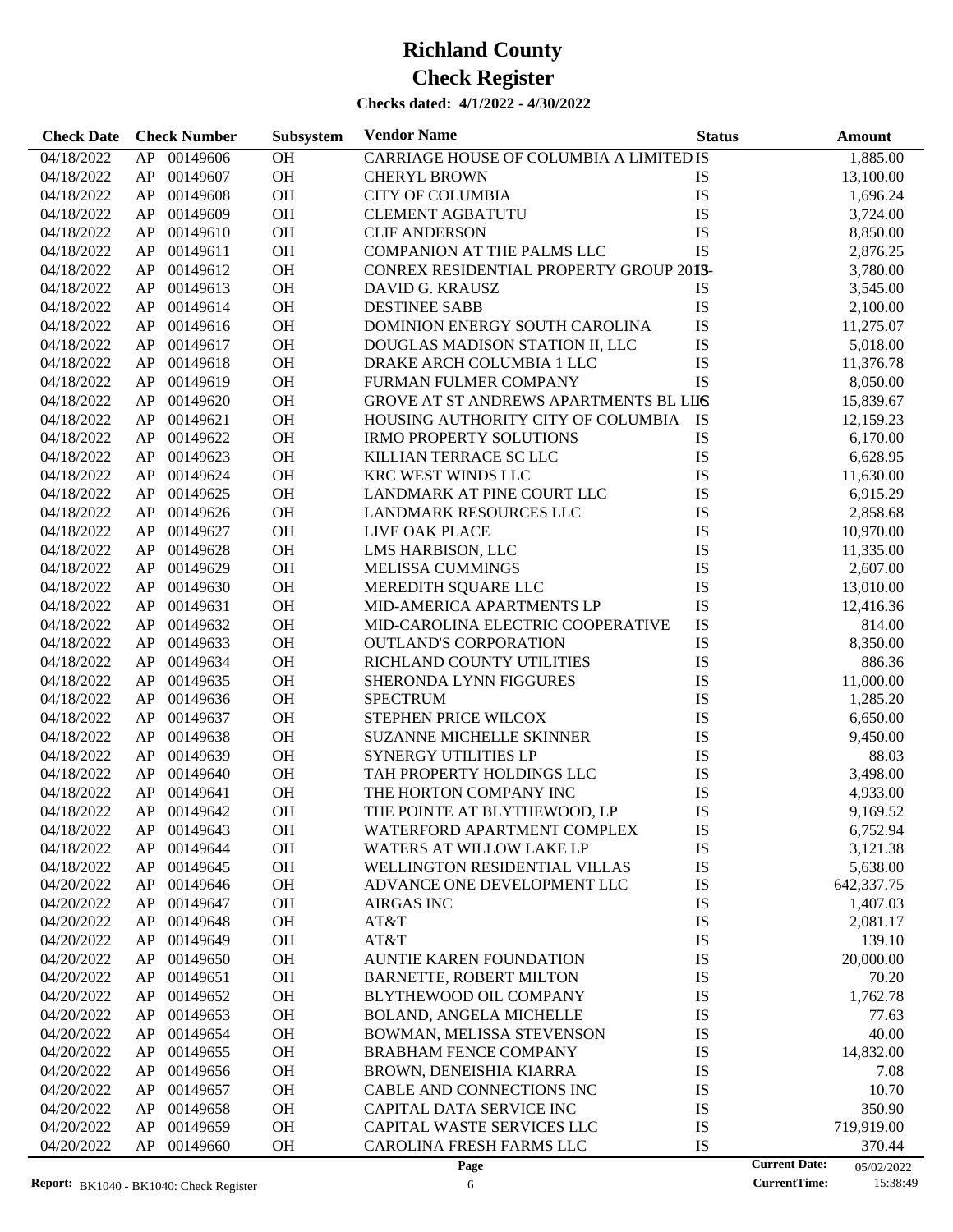# Richland County
# Check Register

**Checks dated: 4/1/2022 - 4/30/2022**

| Check Date | Check Number | | Subsystem | Vendor Name | Status | Amount |
|---|---|---|---|---|---|---|
| 04/18/2022 | AP | 00149606 | OH | CARRIAGE HOUSE OF COLUMBIA A LIMITED | IS | 1,885.00 |
| 04/18/2022 | AP | 00149607 | OH | CHERYL BROWN | IS | 13,100.00 |
| 04/18/2022 | AP | 00149608 | OH | CITY OF COLUMBIA | IS | 1,696.24 |
| 04/18/2022 | AP | 00149609 | OH | CLEMENT AGBATUTU | IS | 3,724.00 |
| 04/18/2022 | AP | 00149610 | OH | CLIF ANDERSON | IS | 8,850.00 |
| 04/18/2022 | AP | 00149611 | OH | COMPANION AT THE PALMS LLC | IS | 2,876.25 |
| 04/18/2022 | AP | 00149612 | OH | CONREX RESIDENTIAL PROPERTY GROUP 2013- | IS | 3,780.00 |
| 04/18/2022 | AP | 00149613 | OH | DAVID G. KRAUSZ | IS | 3,545.00 |
| 04/18/2022 | AP | 00149614 | OH | DESTINEE SABB | IS | 2,100.00 |
| 04/18/2022 | AP | 00149616 | OH | DOMINION ENERGY SOUTH CAROLINA | IS | 11,275.07 |
| 04/18/2022 | AP | 00149617 | OH | DOUGLAS MADISON STATION II, LLC | IS | 5,018.00 |
| 04/18/2022 | AP | 00149618 | OH | DRAKE ARCH COLUMBIA 1 LLC | IS | 11,376.78 |
| 04/18/2022 | AP | 00149619 | OH | FURMAN FULMER COMPANY | IS | 8,050.00 |
| 04/18/2022 | AP | 00149620 | OH | GROVE AT ST ANDREWS APARTMENTS BL LLC | IS | 15,839.67 |
| 04/18/2022 | AP | 00149621 | OH | HOUSING AUTHORITY CITY OF COLUMBIA | IS | 12,159.23 |
| 04/18/2022 | AP | 00149622 | OH | IRMO PROPERTY SOLUTIONS | IS | 6,170.00 |
| 04/18/2022 | AP | 00149623 | OH | KILLIAN TERRACE SC LLC | IS | 6,628.95 |
| 04/18/2022 | AP | 00149624 | OH | KRC WEST WINDS LLC | IS | 11,630.00 |
| 04/18/2022 | AP | 00149625 | OH | LANDMARK AT PINE COURT LLC | IS | 6,915.29 |
| 04/18/2022 | AP | 00149626 | OH | LANDMARK RESOURCES LLC | IS | 2,858.68 |
| 04/18/2022 | AP | 00149627 | OH | LIVE OAK PLACE | IS | 10,970.00 |
| 04/18/2022 | AP | 00149628 | OH | LMS HARBISON, LLC | IS | 11,335.00 |
| 04/18/2022 | AP | 00149629 | OH | MELISSA CUMMINGS | IS | 2,607.00 |
| 04/18/2022 | AP | 00149630 | OH | MEREDITH SQUARE LLC | IS | 13,010.00 |
| 04/18/2022 | AP | 00149631 | OH | MID-AMERICA APARTMENTS LP | IS | 12,416.36 |
| 04/18/2022 | AP | 00149632 | OH | MID-CAROLINA ELECTRIC COOPERATIVE | IS | 814.00 |
| 04/18/2022 | AP | 00149633 | OH | OUTLAND'S CORPORATION | IS | 8,350.00 |
| 04/18/2022 | AP | 00149634 | OH | RICHLAND COUNTY UTILITIES | IS | 886.36 |
| 04/18/2022 | AP | 00149635 | OH | SHERONDA LYNN FIGGURES | IS | 11,000.00 |
| 04/18/2022 | AP | 00149636 | OH | SPECTRUM | IS | 1,285.20 |
| 04/18/2022 | AP | 00149637 | OH | STEPHEN PRICE WILCOX | IS | 6,650.00 |
| 04/18/2022 | AP | 00149638 | OH | SUZANNE MICHELLE SKINNER | IS | 9,450.00 |
| 04/18/2022 | AP | 00149639 | OH | SYNERGY UTILITIES LP | IS | 88.03 |
| 04/18/2022 | AP | 00149640 | OH | TAH PROPERTY HOLDINGS LLC | IS | 3,498.00 |
| 04/18/2022 | AP | 00149641 | OH | THE HORTON COMPANY INC | IS | 4,933.00 |
| 04/18/2022 | AP | 00149642 | OH | THE POINTE AT BLYTHEWOOD, LP | IS | 9,169.52 |
| 04/18/2022 | AP | 00149643 | OH | WATERFORD APARTMENT COMPLEX | IS | 6,752.94 |
| 04/18/2022 | AP | 00149644 | OH | WATERS AT WILLOW LAKE LP | IS | 3,121.38 |
| 04/18/2022 | AP | 00149645 | OH | WELLINGTON RESIDENTIAL VILLAS | IS | 5,638.00 |
| 04/20/2022 | AP | 00149646 | OH | ADVANCE ONE DEVELOPMENT LLC | IS | 642,337.75 |
| 04/20/2022 | AP | 00149647 | OH | AIRGAS INC | IS | 1,407.03 |
| 04/20/2022 | AP | 00149648 | OH | AT&T | IS | 2,081.17 |
| 04/20/2022 | AP | 00149649 | OH | AT&T | IS | 139.10 |
| 04/20/2022 | AP | 00149650 | OH | AUNTIE KAREN FOUNDATION | IS | 20,000.00 |
| 04/20/2022 | AP | 00149651 | OH | BARNETTE, ROBERT MILTON | IS | 70.20 |
| 04/20/2022 | AP | 00149652 | OH | BLYTHEWOOD OIL COMPANY | IS | 1,762.78 |
| 04/20/2022 | AP | 00149653 | OH | BOLAND, ANGELA MICHELLE | IS | 77.63 |
| 04/20/2022 | AP | 00149654 | OH | BOWMAN, MELISSA STEVENSON | IS | 40.00 |
| 04/20/2022 | AP | 00149655 | OH | BRABHAM FENCE COMPANY | IS | 14,832.00 |
| 04/20/2022 | AP | 00149656 | OH | BROWN, DENEISHIA KIARRA | IS | 7.08 |
| 04/20/2022 | AP | 00149657 | OH | CABLE AND CONNECTIONS INC | IS | 10.70 |
| 04/20/2022 | AP | 00149658 | OH | CAPITAL DATA SERVICE INC | IS | 350.90 |
| 04/20/2022 | AP | 00149659 | OH | CAPITAL WASTE SERVICES LLC | IS | 719,919.00 |
| 04/20/2022 | AP | 00149660 | OH | CAROLINA FRESH FARMS LLC | IS | 370.44 |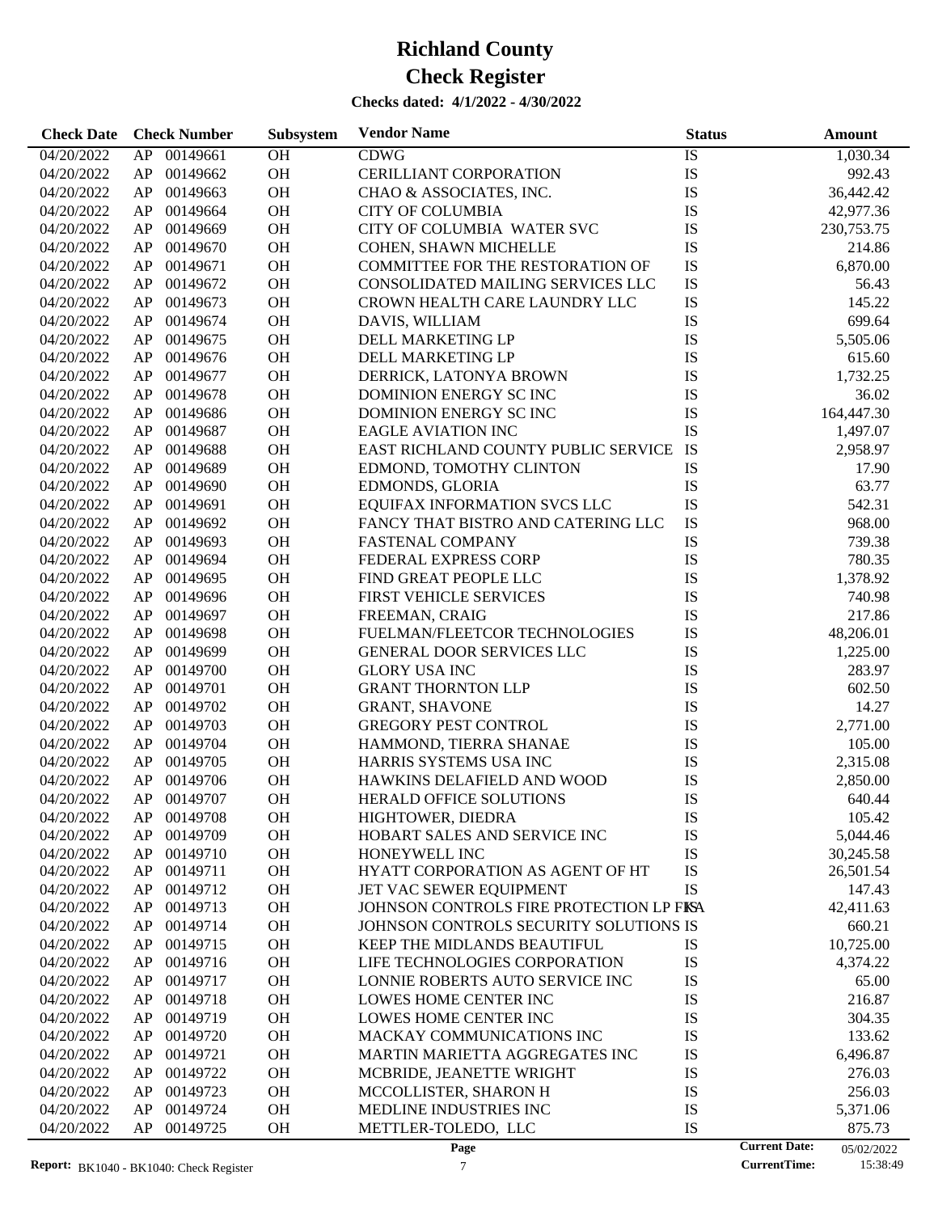# Richland County
# Check Register

**Checks dated: 4/1/2022 - 4/30/2022**

| Check Date | Check Number | Subsystem | Vendor Name | Status | Amount |
|---|---|---|---|---|---|
| 04/20/2022 | AP 00149661 | OH | CDWG | IS | 1,030.34 |
| 04/20/2022 | AP 00149662 | OH | CERILLIANT CORPORATION | IS | 992.43 |
| 04/20/2022 | AP 00149663 | OH | CHAO & ASSOCIATES, INC. | IS | 36,442.42 |
| 04/20/2022 | AP 00149664 | OH | CITY OF COLUMBIA | IS | 42,977.36 |
| 04/20/2022 | AP 00149669 | OH | CITY OF COLUMBIA WATER SVC | IS | 230,753.75 |
| 04/20/2022 | AP 00149670 | OH | COHEN, SHAWN MICHELLE | IS | 214.86 |
| 04/20/2022 | AP 00149671 | OH | COMMITTEE FOR THE RESTORATION OF | IS | 6,870.00 |
| 04/20/2022 | AP 00149672 | OH | CONSOLIDATED MAILING SERVICES LLC | IS | 56.43 |
| 04/20/2022 | AP 00149673 | OH | CROWN HEALTH CARE LAUNDRY LLC | IS | 145.22 |
| 04/20/2022 | AP 00149674 | OH | DAVIS, WILLIAM | IS | 699.64 |
| 04/20/2022 | AP 00149675 | OH | DELL MARKETING LP | IS | 5,505.06 |
| 04/20/2022 | AP 00149676 | OH | DELL MARKETING LP | IS | 615.60 |
| 04/20/2022 | AP 00149677 | OH | DERRICK, LATONYA BROWN | IS | 1,732.25 |
| 04/20/2022 | AP 00149678 | OH | DOMINION ENERGY SC INC | IS | 36.02 |
| 04/20/2022 | AP 00149686 | OH | DOMINION ENERGY SC INC | IS | 164,447.30 |
| 04/20/2022 | AP 00149687 | OH | EAGLE AVIATION INC | IS | 1,497.07 |
| 04/20/2022 | AP 00149688 | OH | EAST RICHLAND COUNTY PUBLIC SERVICE | IS | 2,958.97 |
| 04/20/2022 | AP 00149689 | OH | EDMOND, TOMOTHY CLINTON | IS | 17.90 |
| 04/20/2022 | AP 00149690 | OH | EDMONDS, GLORIA | IS | 63.77 |
| 04/20/2022 | AP 00149691 | OH | EQUIFAX INFORMATION SVCS LLC | IS | 542.31 |
| 04/20/2022 | AP 00149692 | OH | FANCY THAT BISTRO AND CATERING LLC | IS | 968.00 |
| 04/20/2022 | AP 00149693 | OH | FASTENAL COMPANY | IS | 739.38 |
| 04/20/2022 | AP 00149694 | OH | FEDERAL EXPRESS CORP | IS | 780.35 |
| 04/20/2022 | AP 00149695 | OH | FIND GREAT PEOPLE LLC | IS | 1,378.92 |
| 04/20/2022 | AP 00149696 | OH | FIRST VEHICLE SERVICES | IS | 740.98 |
| 04/20/2022 | AP 00149697 | OH | FREEMAN, CRAIG | IS | 217.86 |
| 04/20/2022 | AP 00149698 | OH | FUELMAN/FLEETCOR TECHNOLOGIES | IS | 48,206.01 |
| 04/20/2022 | AP 00149699 | OH | GENERAL DOOR SERVICES LLC | IS | 1,225.00 |
| 04/20/2022 | AP 00149700 | OH | GLORY USA INC | IS | 283.97 |
| 04/20/2022 | AP 00149701 | OH | GRANT THORNTON LLP | IS | 602.50 |
| 04/20/2022 | AP 00149702 | OH | GRANT, SHAVONE | IS | 14.27 |
| 04/20/2022 | AP 00149703 | OH | GREGORY PEST CONTROL | IS | 2,771.00 |
| 04/20/2022 | AP 00149704 | OH | HAMMOND, TIERRA SHANAE | IS | 105.00 |
| 04/20/2022 | AP 00149705 | OH | HARRIS SYSTEMS USA INC | IS | 2,315.08 |
| 04/20/2022 | AP 00149706 | OH | HAWKINS DELAFIELD AND WOOD | IS | 2,850.00 |
| 04/20/2022 | AP 00149707 | OH | HERALD OFFICE SOLUTIONS | IS | 640.44 |
| 04/20/2022 | AP 00149708 | OH | HIGHTOWER, DIEDRA | IS | 105.42 |
| 04/20/2022 | AP 00149709 | OH | HOBART SALES AND SERVICE INC | IS | 5,044.46 |
| 04/20/2022 | AP 00149710 | OH | HONEYWELL INC | IS | 30,245.58 |
| 04/20/2022 | AP 00149711 | OH | HYATT CORPORATION AS AGENT OF HT | IS | 26,501.54 |
| 04/20/2022 | AP 00149712 | OH | JET VAC SEWER EQUIPMENT | IS | 147.43 |
| 04/20/2022 | AP 00149713 | OH | JOHNSON CONTROLS FIRE PROTECTION LP FKA | IS | 42,411.63 |
| 04/20/2022 | AP 00149714 | OH | JOHNSON CONTROLS SECURITY SOLUTIONS | IS | 660.21 |
| 04/20/2022 | AP 00149715 | OH | KEEP THE MIDLANDS BEAUTIFUL | IS | 10,725.00 |
| 04/20/2022 | AP 00149716 | OH | LIFE TECHNOLOGIES CORPORATION | IS | 4,374.22 |
| 04/20/2022 | AP 00149717 | OH | LONNIE ROBERTS AUTO SERVICE INC | IS | 65.00 |
| 04/20/2022 | AP 00149718 | OH | LOWES HOME CENTER INC | IS | 216.87 |
| 04/20/2022 | AP 00149719 | OH | LOWES HOME CENTER INC | IS | 304.35 |
| 04/20/2022 | AP 00149720 | OH | MACKAY COMMUNICATIONS INC | IS | 133.62 |
| 04/20/2022 | AP 00149721 | OH | MARTIN MARIETTA AGGREGATES INC | IS | 6,496.87 |
| 04/20/2022 | AP 00149722 | OH | MCBRIDE, JEANETTE WRIGHT | IS | 276.03 |
| 04/20/2022 | AP 00149723 | OH | MCCOLLISTER, SHARON H | IS | 256.03 |
| 04/20/2022 | AP 00149724 | OH | MEDLINE INDUSTRIES INC | IS | 5,371.06 |
| 04/20/2022 | AP 00149725 | OH | METTLER-TOLEDO, LLC | IS | 875.73 |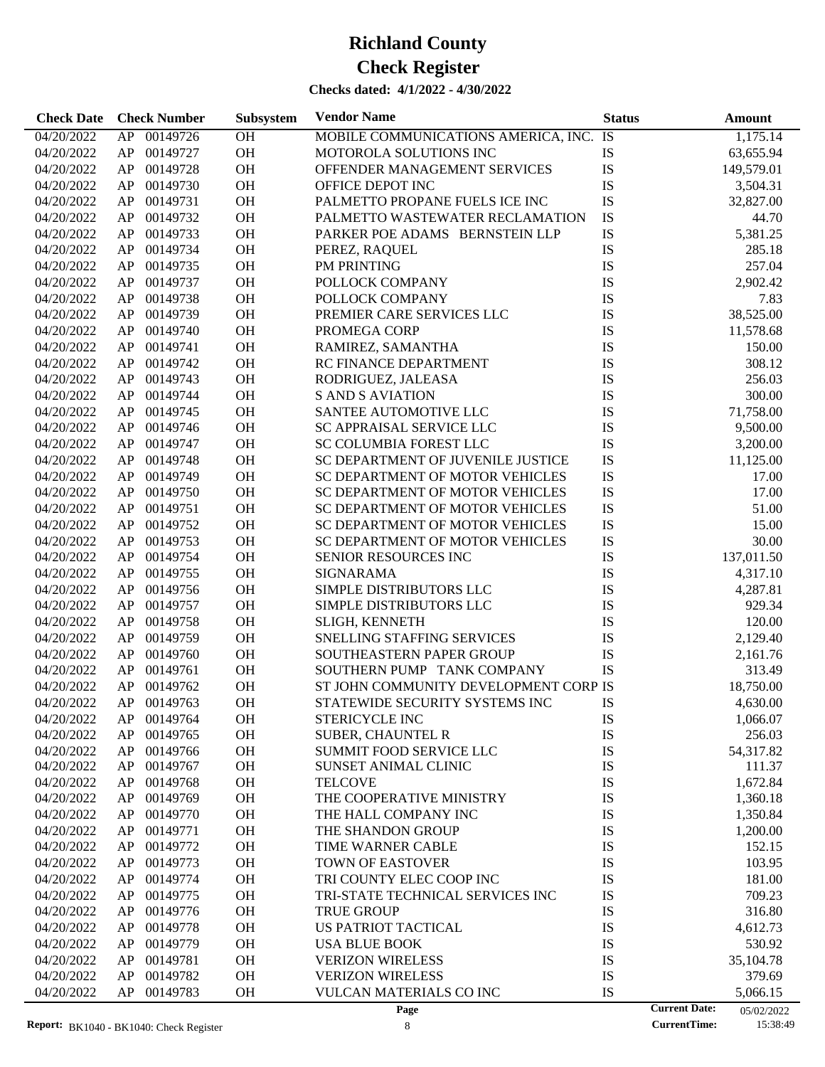# Richland County

# Check Register

**Checks dated: 4/1/2022 - 4/30/2022**

| Check Date | Check Number | | Subsystem | Vendor Name | Status | Amount |
|---|---|---|---|---|---|---|
| 04/20/2022 | AP | 00149726 | OH | MOBILE COMMUNICATIONS AMERICA, INC. | IS | 1,175.14 |
| 04/20/2022 | AP | 00149727 | OH | MOTOROLA SOLUTIONS INC | IS | 63,655.94 |
| 04/20/2022 | AP | 00149728 | OH | OFFENDER MANAGEMENT SERVICES | IS | 149,579.01 |
| 04/20/2022 | AP | 00149730 | OH | OFFICE DEPOT INC | IS | 3,504.31 |
| 04/20/2022 | AP | 00149731 | OH | PALMETTO PROPANE FUELS ICE INC | IS | 32,827.00 |
| 04/20/2022 | AP | 00149732 | OH | PALMETTO WASTEWATER RECLAMATION | IS | 44.70 |
| 04/20/2022 | AP | 00149733 | OH | PARKER POE ADAMS BERNSTEIN LLP | IS | 5,381.25 |
| 04/20/2022 | AP | 00149734 | OH | PEREZ, RAQUEL | IS | 285.18 |
| 04/20/2022 | AP | 00149735 | OH | PM PRINTING | IS | 257.04 |
| 04/20/2022 | AP | 00149737 | OH | POLLOCK COMPANY | IS | 2,902.42 |
| 04/20/2022 | AP | 00149738 | OH | POLLOCK COMPANY | IS | 7.83 |
| 04/20/2022 | AP | 00149739 | OH | PREMIER CARE SERVICES LLC | IS | 38,525.00 |
| 04/20/2022 | AP | 00149740 | OH | PROMEGA CORP | IS | 11,578.68 |
| 04/20/2022 | AP | 00149741 | OH | RAMIREZ, SAMANTHA | IS | 150.00 |
| 04/20/2022 | AP | 00149742 | OH | RC FINANCE DEPARTMENT | IS | 308.12 |
| 04/20/2022 | AP | 00149743 | OH | RODRIGUEZ, JALEASA | IS | 256.03 |
| 04/20/2022 | AP | 00149744 | OH | S AND S AVIATION | IS | 300.00 |
| 04/20/2022 | AP | 00149745 | OH | SANTEE AUTOMOTIVE LLC | IS | 71,758.00 |
| 04/20/2022 | AP | 00149746 | OH | SC APPRAISAL SERVICE LLC | IS | 9,500.00 |
| 04/20/2022 | AP | 00149747 | OH | SC COLUMBIA FOREST LLC | IS | 3,200.00 |
| 04/20/2022 | AP | 00149748 | OH | SC DEPARTMENT OF JUVENILE JUSTICE | IS | 11,125.00 |
| 04/20/2022 | AP | 00149749 | OH | SC DEPARTMENT OF MOTOR VEHICLES | IS | 17.00 |
| 04/20/2022 | AP | 00149750 | OH | SC DEPARTMENT OF MOTOR VEHICLES | IS | 17.00 |
| 04/20/2022 | AP | 00149751 | OH | SC DEPARTMENT OF MOTOR VEHICLES | IS | 51.00 |
| 04/20/2022 | AP | 00149752 | OH | SC DEPARTMENT OF MOTOR VEHICLES | IS | 15.00 |
| 04/20/2022 | AP | 00149753 | OH | SC DEPARTMENT OF MOTOR VEHICLES | IS | 30.00 |
| 04/20/2022 | AP | 00149754 | OH | SENIOR RESOURCES INC | IS | 137,011.50 |
| 04/20/2022 | AP | 00149755 | OH | SIGNARAMA | IS | 4,317.10 |
| 04/20/2022 | AP | 00149756 | OH | SIMPLE DISTRIBUTORS LLC | IS | 4,287.81 |
| 04/20/2022 | AP | 00149757 | OH | SIMPLE DISTRIBUTORS LLC | IS | 929.34 |
| 04/20/2022 | AP | 00149758 | OH | SLIGH, KENNETH | IS | 120.00 |
| 04/20/2022 | AP | 00149759 | OH | SNELLING STAFFING SERVICES | IS | 2,129.40 |
| 04/20/2022 | AP | 00149760 | OH | SOUTHEASTERN PAPER GROUP | IS | 2,161.76 |
| 04/20/2022 | AP | 00149761 | OH | SOUTHERN PUMP TANK COMPANY | IS | 313.49 |
| 04/20/2022 | AP | 00149762 | OH | ST JOHN COMMUNITY DEVELOPMENT CORP | IS | 18,750.00 |
| 04/20/2022 | AP | 00149763 | OH | STATEWIDE SECURITY SYSTEMS INC | IS | 4,630.00 |
| 04/20/2022 | AP | 00149764 | OH | STERICYCLE INC | IS | 1,066.07 |
| 04/20/2022 | AP | 00149765 | OH | SUBER, CHAUNTEL R | IS | 256.03 |
| 04/20/2022 | AP | 00149766 | OH | SUMMIT FOOD SERVICE LLC | IS | 54,317.82 |
| 04/20/2022 | AP | 00149767 | OH | SUNSET ANIMAL CLINIC | IS | 111.37 |
| 04/20/2022 | AP | 00149768 | OH | TELCOVE | IS | 1,672.84 |
| 04/20/2022 | AP | 00149769 | OH | THE COOPERATIVE MINISTRY | IS | 1,360.18 |
| 04/20/2022 | AP | 00149770 | OH | THE HALL COMPANY INC | IS | 1,350.84 |
| 04/20/2022 | AP | 00149771 | OH | THE SHANDON GROUP | IS | 1,200.00 |
| 04/20/2022 | AP | 00149772 | OH | TIME WARNER CABLE | IS | 152.15 |
| 04/20/2022 | AP | 00149773 | OH | TOWN OF EASTOVER | IS | 103.95 |
| 04/20/2022 | AP | 00149774 | OH | TRI COUNTY ELEC COOP INC | IS | 181.00 |
| 04/20/2022 | AP | 00149775 | OH | TRI-STATE TECHNICAL SERVICES INC | IS | 709.23 |
| 04/20/2022 | AP | 00149776 | OH | TRUE GROUP | IS | 316.80 |
| 04/20/2022 | AP | 00149778 | OH | US PATRIOT TACTICAL | IS | 4,612.73 |
| 04/20/2022 | AP | 00149779 | OH | USA BLUE BOOK | IS | 530.92 |
| 04/20/2022 | AP | 00149781 | OH | VERIZON WIRELESS | IS | 35,104.78 |
| 04/20/2022 | AP | 00149782 | OH | VERIZON WIRELESS | IS | 379.69 |
| 04/20/2022 | AP | 00149783 | OH | VULCAN MATERIALS CO INC | IS | 5,066.15 |

**Report:** BK1040 - BK1040: Check Register

**Current Date:** 05/02/2022
**CurrentTime:** 15:38:49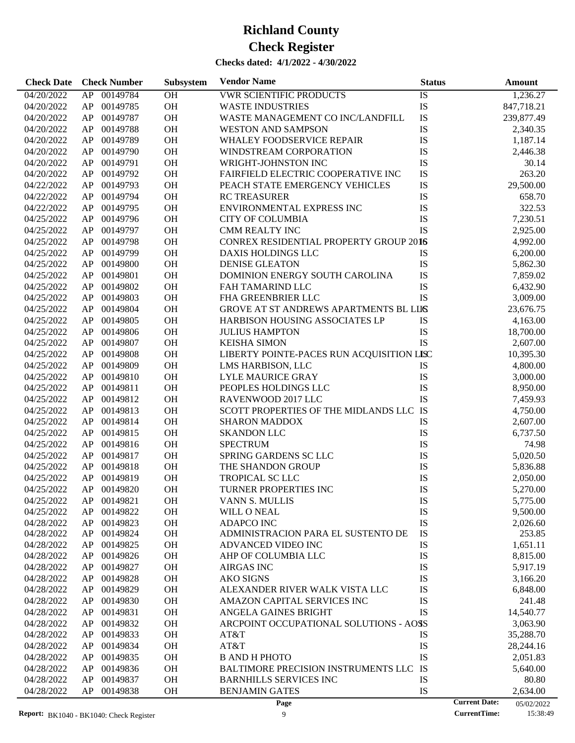# Richland County

# Check Register

**Checks dated: 4/1/2022 - 4/30/2022**

| Check Date | Check Number | | Subsystem | Vendor Name | Status | Amount |
|---|---|---|---|---|---|---|
| 04/20/2022 | AP | 00149784 | OH | VWR SCIENTIFIC PRODUCTS | IS | 1,236.27 |
| 04/20/2022 | AP | 00149785 | OH | WASTE INDUSTRIES | IS | 847,718.21 |
| 04/20/2022 | AP | 00149787 | OH | WASTE MANAGEMENT CO INC/LANDFILL | IS | 239,877.49 |
| 04/20/2022 | AP | 00149788 | OH | WESTON AND SAMPSON | IS | 2,340.35 |
| 04/20/2022 | AP | 00149789 | OH | WHALEY FOODSERVICE REPAIR | IS | 1,187.14 |
| 04/20/2022 | AP | 00149790 | OH | WINDSTREAM CORPORATION | IS | 2,446.38 |
| 04/20/2022 | AP | 00149791 | OH | WRIGHT-JOHNSTON INC | IS | 30.14 |
| 04/20/2022 | AP | 00149792 | OH | FAIRFIELD ELECTRIC COOPERATIVE INC | IS | 263.20 |
| 04/22/2022 | AP | 00149793 | OH | PEACH STATE EMERGENCY VEHICLES | IS | 29,500.00 |
| 04/22/2022 | AP | 00149794 | OH | RC TREASURER | IS | 658.70 |
| 04/22/2022 | AP | 00149795 | OH | ENVIRONMENTAL EXPRESS INC | IS | 322.53 |
| 04/25/2022 | AP | 00149796 | OH | CITY OF COLUMBIA | IS | 7,230.51 |
| 04/25/2022 | AP | 00149797 | OH | CMM REALTY INC | IS | 2,925.00 |
| 04/25/2022 | AP | 00149798 | OH | CONREX RESIDENTIAL PROPERTY GROUP 2016 | IS | 4,992.00 |
| 04/25/2022 | AP | 00149799 | OH | DAXIS HOLDINGS LLC | IS | 6,200.00 |
| 04/25/2022 | AP | 00149800 | OH | DENISE GLEATON | IS | 5,862.30 |
| 04/25/2022 | AP | 00149801 | OH | DOMINION ENERGY SOUTH CAROLINA | IS | 7,859.02 |
| 04/25/2022 | AP | 00149802 | OH | FAH TAMARIND LLC | IS | 6,432.90 |
| 04/25/2022 | AP | 00149803 | OH | FHA GREENBRIER LLC | IS | 3,009.00 |
| 04/25/2022 | AP | 00149804 | OH | GROVE AT ST ANDREWS APARTMENTS BL LLC | IS | 23,676.75 |
| 04/25/2022 | AP | 00149805 | OH | HARBISON HOUSING ASSOCIATES LP | IS | 4,163.00 |
| 04/25/2022 | AP | 00149806 | OH | JULIUS HAMPTON | IS | 18,700.00 |
| 04/25/2022 | AP | 00149807 | OH | KEISHA SIMON | IS | 2,607.00 |
| 04/25/2022 | AP | 00149808 | OH | LIBERTY POINTE-PACES RUN ACQUISITION LLC | IS | 10,395.30 |
| 04/25/2022 | AP | 00149809 | OH | LMS HARBISON, LLC | IS | 4,800.00 |
| 04/25/2022 | AP | 00149810 | OH | LYLE MAURICE GRAY | IS | 3,000.00 |
| 04/25/2022 | AP | 00149811 | OH | PEOPLES HOLDINGS LLC | IS | 8,950.00 |
| 04/25/2022 | AP | 00149812 | OH | RAVENWOOD 2017 LLC | IS | 7,459.93 |
| 04/25/2022 | AP | 00149813 | OH | SCOTT PROPERTIES OF THE MIDLANDS LLC | IS | 4,750.00 |
| 04/25/2022 | AP | 00149814 | OH | SHARON MADDOX | IS | 2,607.00 |
| 04/25/2022 | AP | 00149815 | OH | SKANDON LLC | IS | 6,737.50 |
| 04/25/2022 | AP | 00149816 | OH | SPECTRUM | IS | 74.98 |
| 04/25/2022 | AP | 00149817 | OH | SPRING GARDENS SC LLC | IS | 5,020.50 |
| 04/25/2022 | AP | 00149818 | OH | THE SHANDON GROUP | IS | 5,836.88 |
| 04/25/2022 | AP | 00149819 | OH | TROPICAL SC LLC | IS | 2,050.00 |
| 04/25/2022 | AP | 00149820 | OH | TURNER PROPERTIES INC | IS | 5,270.00 |
| 04/25/2022 | AP | 00149821 | OH | VANN S. MULLIS | IS | 5,775.00 |
| 04/25/2022 | AP | 00149822 | OH | WILL O NEAL | IS | 9,500.00 |
| 04/28/2022 | AP | 00149823 | OH | ADAPCO INC | IS | 2,026.60 |
| 04/28/2022 | AP | 00149824 | OH | ADMINISTRACION PARA EL SUSTENTO DE | IS | 253.85 |
| 04/28/2022 | AP | 00149825 | OH | ADVANCED VIDEO INC | IS | 1,651.11 |
| 04/28/2022 | AP | 00149826 | OH | AHP OF COLUMBIA LLC | IS | 8,815.00 |
| 04/28/2022 | AP | 00149827 | OH | AIRGAS INC | IS | 5,917.19 |
| 04/28/2022 | AP | 00149828 | OH | AKO SIGNS | IS | 3,166.20 |
| 04/28/2022 | AP | 00149829 | OH | ALEXANDER RIVER WALK VISTA LLC | IS | 6,848.00 |
| 04/28/2022 | AP | 00149830 | OH | AMAZON CAPITAL SERVICES INC | IS | 241.48 |
| 04/28/2022 | AP | 00149831 | OH | ANGELA GAINES BRIGHT | IS | 14,540.77 |
| 04/28/2022 | AP | 00149832 | OH | ARCPOINT OCCUPATIONAL SOLUTIONS - AOS | IS | 3,063.90 |
| 04/28/2022 | AP | 00149833 | OH | AT&T | IS | 35,288.70 |
| 04/28/2022 | AP | 00149834 | OH | AT&T | IS | 28,244.16 |
| 04/28/2022 | AP | 00149835 | OH | B AND H PHOTO | IS | 2,051.83 |
| 04/28/2022 | AP | 00149836 | OH | BALTIMORE PRECISION INSTRUMENTS LLC | IS | 5,640.00 |
| 04/28/2022 | AP | 00149837 | OH | BARNHILLS SERVICES INC | IS | 80.80 |
| 04/28/2022 | AP | 00149838 | OH | BENJAMIN GATES | IS | 2,634.00 |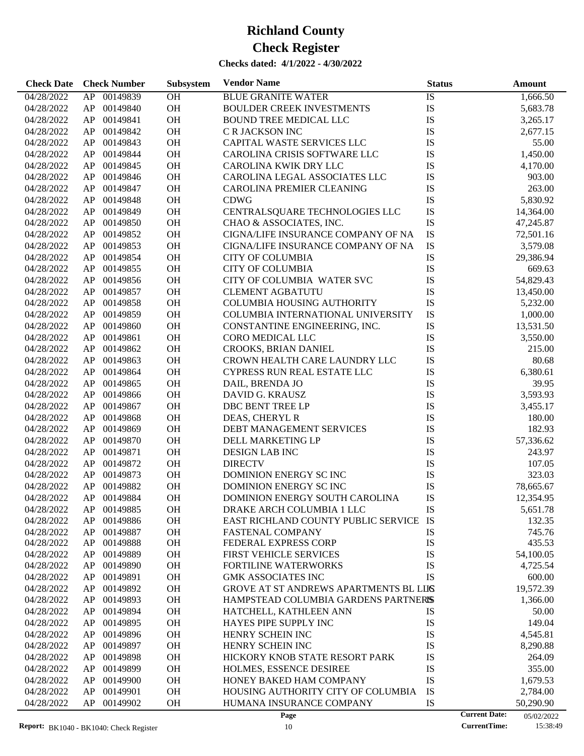# Richland County

# Check Register

**Checks dated: 4/1/2022 - 4/30/2022**

| Check Date | Check Number | | Subsystem | Vendor Name | Status | Amount |
|---|---|---|---|---|---|---|
| 04/28/2022 | AP | 00149839 | OH | BLUE GRANITE WATER | IS | 1,666.50 |
| 04/28/2022 | AP | 00149840 | OH | BOULDER CREEK INVESTMENTS | IS | 5,683.78 |
| 04/28/2022 | AP | 00149841 | OH | BOUND TREE MEDICAL LLC | IS | 3,265.17 |
| 04/28/2022 | AP | 00149842 | OH | C R JACKSON INC | IS | 2,677.15 |
| 04/28/2022 | AP | 00149843 | OH | CAPITAL WASTE SERVICES LLC | IS | 55.00 |
| 04/28/2022 | AP | 00149844 | OH | CAROLINA CRISIS SOFTWARE LLC | IS | 1,450.00 |
| 04/28/2022 | AP | 00149845 | OH | CAROLINA KWIK DRY LLC | IS | 4,170.00 |
| 04/28/2022 | AP | 00149846 | OH | CAROLINA LEGAL ASSOCIATES LLC | IS | 903.00 |
| 04/28/2022 | AP | 00149847 | OH | CAROLINA PREMIER CLEANING | IS | 263.00 |
| 04/28/2022 | AP | 00149848 | OH | CDWG | IS | 5,830.92 |
| 04/28/2022 | AP | 00149849 | OH | CENTRALSQUARE TECHNOLOGIES LLC | IS | 14,364.00 |
| 04/28/2022 | AP | 00149850 | OH | CHAO & ASSOCIATES, INC. | IS | 47,245.87 |
| 04/28/2022 | AP | 00149852 | OH | CIGNA/LIFE INSURANCE COMPANY OF NA | IS | 72,501.16 |
| 04/28/2022 | AP | 00149853 | OH | CIGNA/LIFE INSURANCE COMPANY OF NA | IS | 3,579.08 |
| 04/28/2022 | AP | 00149854 | OH | CITY OF COLUMBIA | IS | 29,386.94 |
| 04/28/2022 | AP | 00149855 | OH | CITY OF COLUMBIA | IS | 669.63 |
| 04/28/2022 | AP | 00149856 | OH | CITY OF COLUMBIA WATER SVC | IS | 54,829.43 |
| 04/28/2022 | AP | 00149857 | OH | CLEMENT AGBATUTU | IS | 13,450.00 |
| 04/28/2022 | AP | 00149858 | OH | COLUMBIA HOUSING AUTHORITY | IS | 5,232.00 |
| 04/28/2022 | AP | 00149859 | OH | COLUMBIA INTERNATIONAL UNIVERSITY | IS | 1,000.00 |
| 04/28/2022 | AP | 00149860 | OH | CONSTANTINE ENGINEERING, INC. | IS | 13,531.50 |
| 04/28/2022 | AP | 00149861 | OH | CORO MEDICAL LLC | IS | 3,550.00 |
| 04/28/2022 | AP | 00149862 | OH | CROOKS, BRIAN DANIEL | IS | 215.00 |
| 04/28/2022 | AP | 00149863 | OH | CROWN HEALTH CARE LAUNDRY LLC | IS | 80.68 |
| 04/28/2022 | AP | 00149864 | OH | CYPRESS RUN REAL ESTATE LLC | IS | 6,380.61 |
| 04/28/2022 | AP | 00149865 | OH | DAIL, BRENDA JO | IS | 39.95 |
| 04/28/2022 | AP | 00149866 | OH | DAVID G. KRAUSZ | IS | 3,593.93 |
| 04/28/2022 | AP | 00149867 | OH | DBC BENT TREE LP | IS | 3,455.17 |
| 04/28/2022 | AP | 00149868 | OH | DEAS, CHERYL R | IS | 180.00 |
| 04/28/2022 | AP | 00149869 | OH | DEBT MANAGEMENT SERVICES | IS | 182.93 |
| 04/28/2022 | AP | 00149870 | OH | DELL MARKETING LP | IS | 57,336.62 |
| 04/28/2022 | AP | 00149871 | OH | DESIGN LAB INC | IS | 243.97 |
| 04/28/2022 | AP | 00149872 | OH | DIRECTV | IS | 107.05 |
| 04/28/2022 | AP | 00149873 | OH | DOMINION ENERGY SC INC | IS | 323.03 |
| 04/28/2022 | AP | 00149882 | OH | DOMINION ENERGY SC INC | IS | 78,665.67 |
| 04/28/2022 | AP | 00149884 | OH | DOMINION ENERGY SOUTH CAROLINA | IS | 12,354.95 |
| 04/28/2022 | AP | 00149885 | OH | DRAKE ARCH COLUMBIA 1 LLC | IS | 5,651.78 |
| 04/28/2022 | AP | 00149886 | OH | EAST RICHLAND COUNTY PUBLIC SERVICE | IS | 132.35 |
| 04/28/2022 | AP | 00149887 | OH | FASTENAL COMPANY | IS | 745.76 |
| 04/28/2022 | AP | 00149888 | OH | FEDERAL EXPRESS CORP | IS | 435.53 |
| 04/28/2022 | AP | 00149889 | OH | FIRST VEHICLE SERVICES | IS | 54,100.05 |
| 04/28/2022 | AP | 00149890 | OH | FORTILINE WATERWORKS | IS | 4,725.54 |
| 04/28/2022 | AP | 00149891 | OH | GMK ASSOCIATES INC | IS | 600.00 |
| 04/28/2022 | AP | 00149892 | OH | GROVE AT ST ANDREWS APARTMENTS BL LLC | IS | 19,572.39 |
| 04/28/2022 | AP | 00149893 | OH | HAMPSTEAD COLUMBIA GARDENS PARTNERS | IS | 1,366.00 |
| 04/28/2022 | AP | 00149894 | OH | HATCHELL, KATHLEEN ANN | IS | 50.00 |
| 04/28/2022 | AP | 00149895 | OH | HAYES PIPE SUPPLY INC | IS | 149.04 |
| 04/28/2022 | AP | 00149896 | OH | HENRY SCHEIN INC | IS | 4,545.81 |
| 04/28/2022 | AP | 00149897 | OH | HENRY SCHEIN INC | IS | 8,290.88 |
| 04/28/2022 | AP | 00149898 | OH | HICKORY KNOB STATE RESORT PARK | IS | 264.09 |
| 04/28/2022 | AP | 00149899 | OH | HOLMES, ESSENCE DESIREE | IS | 355.00 |
| 04/28/2022 | AP | 00149900 | OH | HONEY BAKED HAM COMPANY | IS | 1,679.53 |
| 04/28/2022 | AP | 00149901 | OH | HOUSING AUTHORITY CITY OF COLUMBIA | IS | 2,784.00 |
| 04/28/2022 | AP | 00149902 | OH | HUMANA INSURANCE COMPANY | IS | 50,290.90 |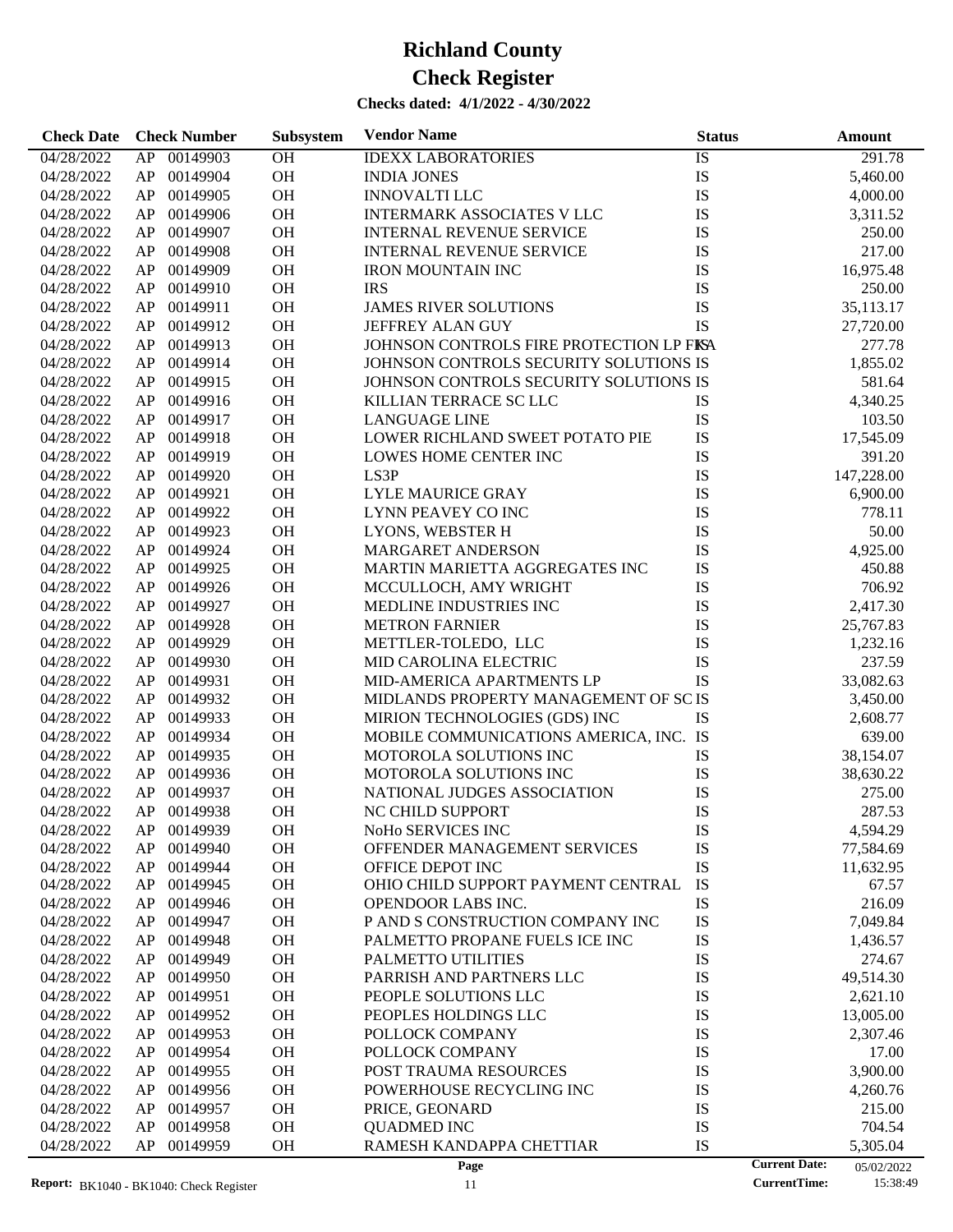# Richland County

# Check Register

**Checks dated: 4/1/2022 - 4/30/2022**

| Check Date | Check Number | | Subsystem | Vendor Name | Status | Amount |
|---|---|---|---|---|---|---|
| 04/28/2022 | AP | 00149903 | OH | IDEXX LABORATORIES | IS | 291.78 |
| 04/28/2022 | AP | 00149904 | OH | INDIA JONES | IS | 5,460.00 |
| 04/28/2022 | AP | 00149905 | OH | INNOVALTI LLC | IS | 4,000.00 |
| 04/28/2022 | AP | 00149906 | OH | INTERMARK ASSOCIATES V LLC | IS | 3,311.52 |
| 04/28/2022 | AP | 00149907 | OH | INTERNAL REVENUE SERVICE | IS | 250.00 |
| 04/28/2022 | AP | 00149908 | OH | INTERNAL REVENUE SERVICE | IS | 217.00 |
| 04/28/2022 | AP | 00149909 | OH | IRON MOUNTAIN INC | IS | 16,975.48 |
| 04/28/2022 | AP | 00149910 | OH | IRS | IS | 250.00 |
| 04/28/2022 | AP | 00149911 | OH | JAMES RIVER SOLUTIONS | IS | 35,113.17 |
| 04/28/2022 | AP | 00149912 | OH | JEFFREY ALAN GUY | IS | 27,720.00 |
| 04/28/2022 | AP | 00149913 | OH | JOHNSON CONTROLS FIRE PROTECTION LP FKA | IS | 277.78 |
| 04/28/2022 | AP | 00149914 | OH | JOHNSON CONTROLS SECURITY SOLUTIONS | IS | 1,855.02 |
| 04/28/2022 | AP | 00149915 | OH | JOHNSON CONTROLS SECURITY SOLUTIONS | IS | 581.64 |
| 04/28/2022 | AP | 00149916 | OH | KILLIAN TERRACE SC LLC | IS | 4,340.25 |
| 04/28/2022 | AP | 00149917 | OH | LANGUAGE LINE | IS | 103.50 |
| 04/28/2022 | AP | 00149918 | OH | LOWER RICHLAND SWEET POTATO PIE | IS | 17,545.09 |
| 04/28/2022 | AP | 00149919 | OH | LOWES HOME CENTER INC | IS | 391.20 |
| 04/28/2022 | AP | 00149920 | OH | LS3P | IS | 147,228.00 |
| 04/28/2022 | AP | 00149921 | OH | LYLE MAURICE GRAY | IS | 6,900.00 |
| 04/28/2022 | AP | 00149922 | OH | LYNN PEAVEY CO INC | IS | 778.11 |
| 04/28/2022 | AP | 00149923 | OH | LYONS, WEBSTER H | IS | 50.00 |
| 04/28/2022 | AP | 00149924 | OH | MARGARET ANDERSON | IS | 4,925.00 |
| 04/28/2022 | AP | 00149925 | OH | MARTIN MARIETTA AGGREGATES INC | IS | 450.88 |
| 04/28/2022 | AP | 00149926 | OH | MCCULLOCH, AMY WRIGHT | IS | 706.92 |
| 04/28/2022 | AP | 00149927 | OH | MEDLINE INDUSTRIES INC | IS | 2,417.30 |
| 04/28/2022 | AP | 00149928 | OH | METRON FARNIER | IS | 25,767.83 |
| 04/28/2022 | AP | 00149929 | OH | METTLER-TOLEDO, LLC | IS | 1,232.16 |
| 04/28/2022 | AP | 00149930 | OH | MID CAROLINA ELECTRIC | IS | 237.59 |
| 04/28/2022 | AP | 00149931 | OH | MID-AMERICA APARTMENTS LP | IS | 33,082.63 |
| 04/28/2022 | AP | 00149932 | OH | MIDLANDS PROPERTY MANAGEMENT OF SC | IS | 3,450.00 |
| 04/28/2022 | AP | 00149933 | OH | MIRION TECHNOLOGIES (GDS) INC | IS | 2,608.77 |
| 04/28/2022 | AP | 00149934 | OH | MOBILE COMMUNICATIONS AMERICA, INC. | IS | 639.00 |
| 04/28/2022 | AP | 00149935 | OH | MOTOROLA SOLUTIONS INC | IS | 38,154.07 |
| 04/28/2022 | AP | 00149936 | OH | MOTOROLA SOLUTIONS INC | IS | 38,630.22 |
| 04/28/2022 | AP | 00149937 | OH | NATIONAL JUDGES ASSOCIATION | IS | 275.00 |
| 04/28/2022 | AP | 00149938 | OH | NC CHILD SUPPORT | IS | 287.53 |
| 04/28/2022 | AP | 00149939 | OH | NoHo SERVICES INC | IS | 4,594.29 |
| 04/28/2022 | AP | 00149940 | OH | OFFENDER MANAGEMENT SERVICES | IS | 77,584.69 |
| 04/28/2022 | AP | 00149944 | OH | OFFICE DEPOT INC | IS | 11,632.95 |
| 04/28/2022 | AP | 00149945 | OH | OHIO CHILD SUPPORT PAYMENT CENTRAL | IS | 67.57 |
| 04/28/2022 | AP | 00149946 | OH | OPENDOOR LABS INC. | IS | 216.09 |
| 04/28/2022 | AP | 00149947 | OH | P AND S CONSTRUCTION COMPANY INC | IS | 7,049.84 |
| 04/28/2022 | AP | 00149948 | OH | PALMETTO PROPANE FUELS ICE INC | IS | 1,436.57 |
| 04/28/2022 | AP | 00149949 | OH | PALMETTO UTILITIES | IS | 274.67 |
| 04/28/2022 | AP | 00149950 | OH | PARRISH AND PARTNERS LLC | IS | 49,514.30 |
| 04/28/2022 | AP | 00149951 | OH | PEOPLE SOLUTIONS LLC | IS | 2,621.10 |
| 04/28/2022 | AP | 00149952 | OH | PEOPLES HOLDINGS LLC | IS | 13,005.00 |
| 04/28/2022 | AP | 00149953 | OH | POLLOCK COMPANY | IS | 2,307.46 |
| 04/28/2022 | AP | 00149954 | OH | POLLOCK COMPANY | IS | 17.00 |
| 04/28/2022 | AP | 00149955 | OH | POST TRAUMA RESOURCES | IS | 3,900.00 |
| 04/28/2022 | AP | 00149956 | OH | POWERHOUSE RECYCLING INC | IS | 4,260.76 |
| 04/28/2022 | AP | 00149957 | OH | PRICE, GEONARD | IS | 215.00 |
| 04/28/2022 | AP | 00149958 | OH | QUADMED INC | IS | 704.54 |
| 04/28/2022 | AP | 00149959 | OH | RAMESH KANDAPPA CHETTIAR | IS | 5,305.04 |

Report: BK1040 - BK1040: Check Register

Current Date: 05/02/2022
CurrentTime: 15:38:49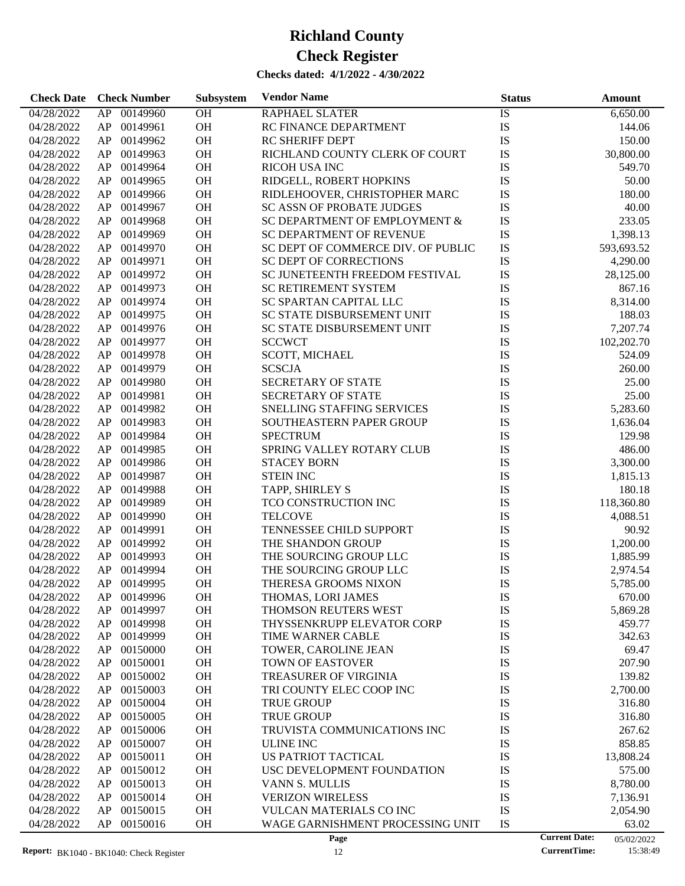# Richland County

# Check Register

**Checks dated: 4/1/2022 - 4/30/2022**

| Check Date | Check Number | | Subsystem | Vendor Name | Status | Amount |
|---|---|---|---|---|---|---|
| 04/28/2022 | AP | 00149960 | OH | RAPHAEL SLATER | IS | 6,650.00 |
| 04/28/2022 | AP | 00149961 | OH | RC FINANCE DEPARTMENT | IS | 144.06 |
| 04/28/2022 | AP | 00149962 | OH | RC SHERIFF DEPT | IS | 150.00 |
| 04/28/2022 | AP | 00149963 | OH | RICHLAND COUNTY CLERK OF COURT | IS | 30,800.00 |
| 04/28/2022 | AP | 00149964 | OH | RICOH USA INC | IS | 549.70 |
| 04/28/2022 | AP | 00149965 | OH | RIDGELL, ROBERT HOPKINS | IS | 50.00 |
| 04/28/2022 | AP | 00149966 | OH | RIDLEHOOVER, CHRISTOPHER MARC | IS | 180.00 |
| 04/28/2022 | AP | 00149967 | OH | SC ASSN OF PROBATE JUDGES | IS | 40.00 |
| 04/28/2022 | AP | 00149968 | OH | SC DEPARTMENT OF EMPLOYMENT & | IS | 233.05 |
| 04/28/2022 | AP | 00149969 | OH | SC DEPARTMENT OF REVENUE | IS | 1,398.13 |
| 04/28/2022 | AP | 00149970 | OH | SC DEPT OF COMMERCE DIV. OF PUBLIC | IS | 593,693.52 |
| 04/28/2022 | AP | 00149971 | OH | SC DEPT OF CORRECTIONS | IS | 4,290.00 |
| 04/28/2022 | AP | 00149972 | OH | SC JUNETEENTH FREEDOM FESTIVAL | IS | 28,125.00 |
| 04/28/2022 | AP | 00149973 | OH | SC RETIREMENT SYSTEM | IS | 867.16 |
| 04/28/2022 | AP | 00149974 | OH | SC SPARTAN CAPITAL LLC | IS | 8,314.00 |
| 04/28/2022 | AP | 00149975 | OH | SC STATE DISBURSEMENT UNIT | IS | 188.03 |
| 04/28/2022 | AP | 00149976 | OH | SC STATE DISBURSEMENT UNIT | IS | 7,207.74 |
| 04/28/2022 | AP | 00149977 | OH | SCCWCT | IS | 102,202.70 |
| 04/28/2022 | AP | 00149978 | OH | SCOTT, MICHAEL | IS | 524.09 |
| 04/28/2022 | AP | 00149979 | OH | SCSCJA | IS | 260.00 |
| 04/28/2022 | AP | 00149980 | OH | SECRETARY OF STATE | IS | 25.00 |
| 04/28/2022 | AP | 00149981 | OH | SECRETARY OF STATE | IS | 25.00 |
| 04/28/2022 | AP | 00149982 | OH | SNELLING STAFFING SERVICES | IS | 5,283.60 |
| 04/28/2022 | AP | 00149983 | OH | SOUTHEASTERN PAPER GROUP | IS | 1,636.04 |
| 04/28/2022 | AP | 00149984 | OH | SPECTRUM | IS | 129.98 |
| 04/28/2022 | AP | 00149985 | OH | SPRING VALLEY ROTARY CLUB | IS | 486.00 |
| 04/28/2022 | AP | 00149986 | OH | STACEY BORN | IS | 3,300.00 |
| 04/28/2022 | AP | 00149987 | OH | STEIN INC | IS | 1,815.13 |
| 04/28/2022 | AP | 00149988 | OH | TAPP, SHIRLEY S | IS | 180.18 |
| 04/28/2022 | AP | 00149989 | OH | TCO CONSTRUCTION INC | IS | 118,360.80 |
| 04/28/2022 | AP | 00149990 | OH | TELCOVE | IS | 4,088.51 |
| 04/28/2022 | AP | 00149991 | OH | TENNESSEE CHILD SUPPORT | IS | 90.92 |
| 04/28/2022 | AP | 00149992 | OH | THE SHANDON GROUP | IS | 1,200.00 |
| 04/28/2022 | AP | 00149993 | OH | THE SOURCING GROUP LLC | IS | 1,885.99 |
| 04/28/2022 | AP | 00149994 | OH | THE SOURCING GROUP LLC | IS | 2,974.54 |
| 04/28/2022 | AP | 00149995 | OH | THERESA GROOMS NIXON | IS | 5,785.00 |
| 04/28/2022 | AP | 00149996 | OH | THOMAS, LORI JAMES | IS | 670.00 |
| 04/28/2022 | AP | 00149997 | OH | THOMSON REUTERS WEST | IS | 5,869.28 |
| 04/28/2022 | AP | 00149998 | OH | THYSSENKRUPP ELEVATOR CORP | IS | 459.77 |
| 04/28/2022 | AP | 00149999 | OH | TIME WARNER CABLE | IS | 342.63 |
| 04/28/2022 | AP | 00150000 | OH | TOWER, CAROLINE JEAN | IS | 69.47 |
| 04/28/2022 | AP | 00150001 | OH | TOWN OF EASTOVER | IS | 207.90 |
| 04/28/2022 | AP | 00150002 | OH | TREASURER OF VIRGINIA | IS | 139.82 |
| 04/28/2022 | AP | 00150003 | OH | TRI COUNTY ELEC COOP INC | IS | 2,700.00 |
| 04/28/2022 | AP | 00150004 | OH | TRUE GROUP | IS | 316.80 |
| 04/28/2022 | AP | 00150005 | OH | TRUE GROUP | IS | 316.80 |
| 04/28/2022 | AP | 00150006 | OH | TRUVISTA COMMUNICATIONS INC | IS | 267.62 |
| 04/28/2022 | AP | 00150007 | OH | ULINE INC | IS | 858.85 |
| 04/28/2022 | AP | 00150011 | OH | US PATRIOT TACTICAL | IS | 13,808.24 |
| 04/28/2022 | AP | 00150012 | OH | USC DEVELOPMENT FOUNDATION | IS | 575.00 |
| 04/28/2022 | AP | 00150013 | OH | VANN S. MULLIS | IS | 8,780.00 |
| 04/28/2022 | AP | 00150014 | OH | VERIZON WIRELESS | IS | 7,136.91 |
| 04/28/2022 | AP | 00150015 | OH | VULCAN MATERIALS CO INC | IS | 2,054.90 |
| 04/28/2022 | AP | 00150016 | OH | WAGE GARNISHMENT PROCESSING UNIT | IS | 63.02 |

Report: BK1040 - BK1040: Check Register | Current Date: 05/02/2022 | CurrentTime: 15:38:49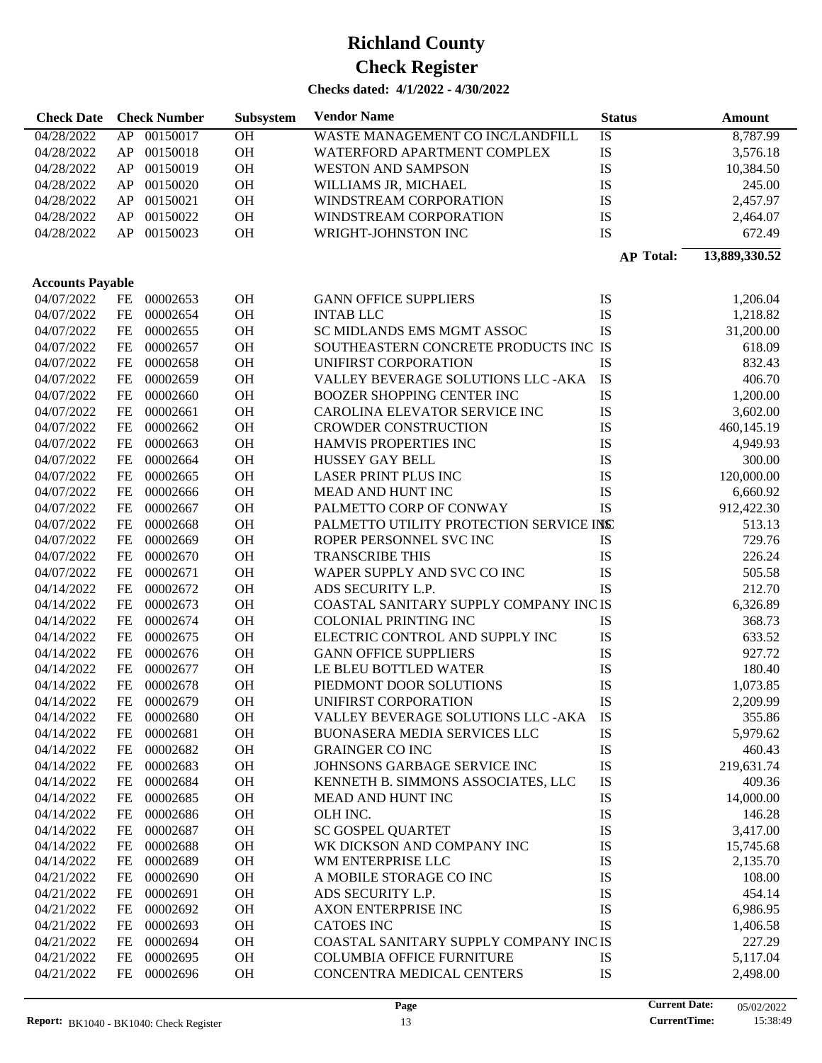# Richland County

# Check Register

**Checks dated: 4/1/2022 - 4/30/2022**

| Check Date | Check Number | | Subsystem | Vendor Name | Status | Amount |
|---|---|---|---|---|---|---|
| 04/28/2022 | AP | 00150017 | OH | WASTE MANAGEMENT CO INC/LANDFILL | IS | 8,787.99 |
| 04/28/2022 | AP | 00150018 | OH | WATERFORD APARTMENT COMPLEX | IS | 3,576.18 |
| 04/28/2022 | AP | 00150019 | OH | WESTON AND SAMPSON | IS | 10,384.50 |
| 04/28/2022 | AP | 00150020 | OH | WILLIAMS JR, MICHAEL | IS | 245.00 |
| 04/28/2022 | AP | 00150021 | OH | WINDSTREAM CORPORATION | IS | 2,457.97 |
| 04/28/2022 | AP | 00150022 | OH | WINDSTREAM CORPORATION | IS | 2,464.07 |
| 04/28/2022 | AP | 00150023 | OH | WRIGHT-JOHNSTON INC | IS | 672.49 |
| | | | | | **AP Total:** | **13,889,330.52** |

**Accounts Payable**

| Check Date | Check Number | | Subsystem | Vendor Name | Status | Amount |
|---|---|---|---|---|---|---|
| 04/07/2022 | FE | 00002653 | OH | GANN OFFICE SUPPLIERS | IS | 1,206.04 |
| 04/07/2022 | FE | 00002654 | OH | INTAB LLC | IS | 1,218.82 |
| 04/07/2022 | FE | 00002655 | OH | SC MIDLANDS EMS MGMT ASSOC | IS | 31,200.00 |
| 04/07/2022 | FE | 00002657 | OH | SOUTHEASTERN CONCRETE PRODUCTS INC | IS | 618.09 |
| 04/07/2022 | FE | 00002658 | OH | UNIFIRST CORPORATION | IS | 832.43 |
| 04/07/2022 | FE | 00002659 | OH | VALLEY BEVERAGE SOLUTIONS LLC -AKA | IS | 406.70 |
| 04/07/2022 | FE | 00002660 | OH | BOOZER SHOPPING CENTER INC | IS | 1,200.00 |
| 04/07/2022 | FE | 00002661 | OH | CAROLINA ELEVATOR SERVICE INC | IS | 3,602.00 |
| 04/07/2022 | FE | 00002662 | OH | CROWDER CONSTRUCTION | IS | 460,145.19 |
| 04/07/2022 | FE | 00002663 | OH | HAMVIS PROPERTIES INC | IS | 4,949.93 |
| 04/07/2022 | FE | 00002664 | OH | HUSSEY GAY BELL | IS | 300.00 |
| 04/07/2022 | FE | 00002665 | OH | LASER PRINT PLUS INC | IS | 120,000.00 |
| 04/07/2022 | FE | 00002666 | OH | MEAD AND HUNT INC | IS | 6,660.92 |
| 04/07/2022 | FE | 00002667 | OH | PALMETTO CORP OF CONWAY | IS | 912,422.30 |
| 04/07/2022 | FE | 00002668 | OH | PALMETTO UTILITY PROTECTION SERVICE INC | IS | 513.13 |
| 04/07/2022 | FE | 00002669 | OH | ROPER PERSONNEL SVC INC | IS | 729.76 |
| 04/07/2022 | FE | 00002670 | OH | TRANSCRIBE THIS | IS | 226.24 |
| 04/07/2022 | FE | 00002671 | OH | WAPER SUPPLY AND SVC CO INC | IS | 505.58 |
| 04/14/2022 | FE | 00002672 | OH | ADS SECURITY L.P. | IS | 212.70 |
| 04/14/2022 | FE | 00002673 | OH | COASTAL SANITARY SUPPLY COMPANY INC | IS | 6,326.89 |
| 04/14/2022 | FE | 00002674 | OH | COLONIAL PRINTING INC | IS | 368.73 |
| 04/14/2022 | FE | 00002675 | OH | ELECTRIC CONTROL AND SUPPLY INC | IS | 633.52 |
| 04/14/2022 | FE | 00002676 | OH | GANN OFFICE SUPPLIERS | IS | 927.72 |
| 04/14/2022 | FE | 00002677 | OH | LE BLEU BOTTLED WATER | IS | 180.40 |
| 04/14/2022 | FE | 00002678 | OH | PIEDMONT DOOR SOLUTIONS | IS | 1,073.85 |
| 04/14/2022 | FE | 00002679 | OH | UNIFIRST CORPORATION | IS | 2,209.99 |
| 04/14/2022 | FE | 00002680 | OH | VALLEY BEVERAGE SOLUTIONS LLC -AKA | IS | 355.86 |
| 04/14/2022 | FE | 00002681 | OH | BUONASERA MEDIA SERVICES LLC | IS | 5,979.62 |
| 04/14/2022 | FE | 00002682 | OH | GRAINGER CO INC | IS | 460.43 |
| 04/14/2022 | FE | 00002683 | OH | JOHNSONS GARBAGE SERVICE INC | IS | 219,631.74 |
| 04/14/2022 | FE | 00002684 | OH | KENNETH B. SIMMONS ASSOCIATES, LLC | IS | 409.36 |
| 04/14/2022 | FE | 00002685 | OH | MEAD AND HUNT INC | IS | 14,000.00 |
| 04/14/2022 | FE | 00002686 | OH | OLH INC. | IS | 146.28 |
| 04/14/2022 | FE | 00002687 | OH | SC GOSPEL QUARTET | IS | 3,417.00 |
| 04/14/2022 | FE | 00002688 | OH | WK DICKSON AND COMPANY INC | IS | 15,745.68 |
| 04/14/2022 | FE | 00002689 | OH | WM ENTERPRISE LLC | IS | 2,135.70 |
| 04/21/2022 | FE | 00002690 | OH | A MOBILE STORAGE CO INC | IS | 108.00 |
| 04/21/2022 | FE | 00002691 | OH | ADS SECURITY L.P. | IS | 454.14 |
| 04/21/2022 | FE | 00002692 | OH | AXON ENTERPRISE INC | IS | 6,986.95 |
| 04/21/2022 | FE | 00002693 | OH | CATOES INC | IS | 1,406.58 |
| 04/21/2022 | FE | 00002694 | OH | COASTAL SANITARY SUPPLY COMPANY INC | IS | 227.29 |
| 04/21/2022 | FE | 00002695 | OH | COLUMBIA OFFICE FURNITURE | IS | 5,117.04 |
| 04/21/2022 | FE | 00002696 | OH | CONCENTRA MEDICAL CENTERS | IS | 2,498.00 |

**Report:** BK1040 - BK1040: Check Register

**Current Date:** 05/02/2022
**CurrentTime:** 15:38:49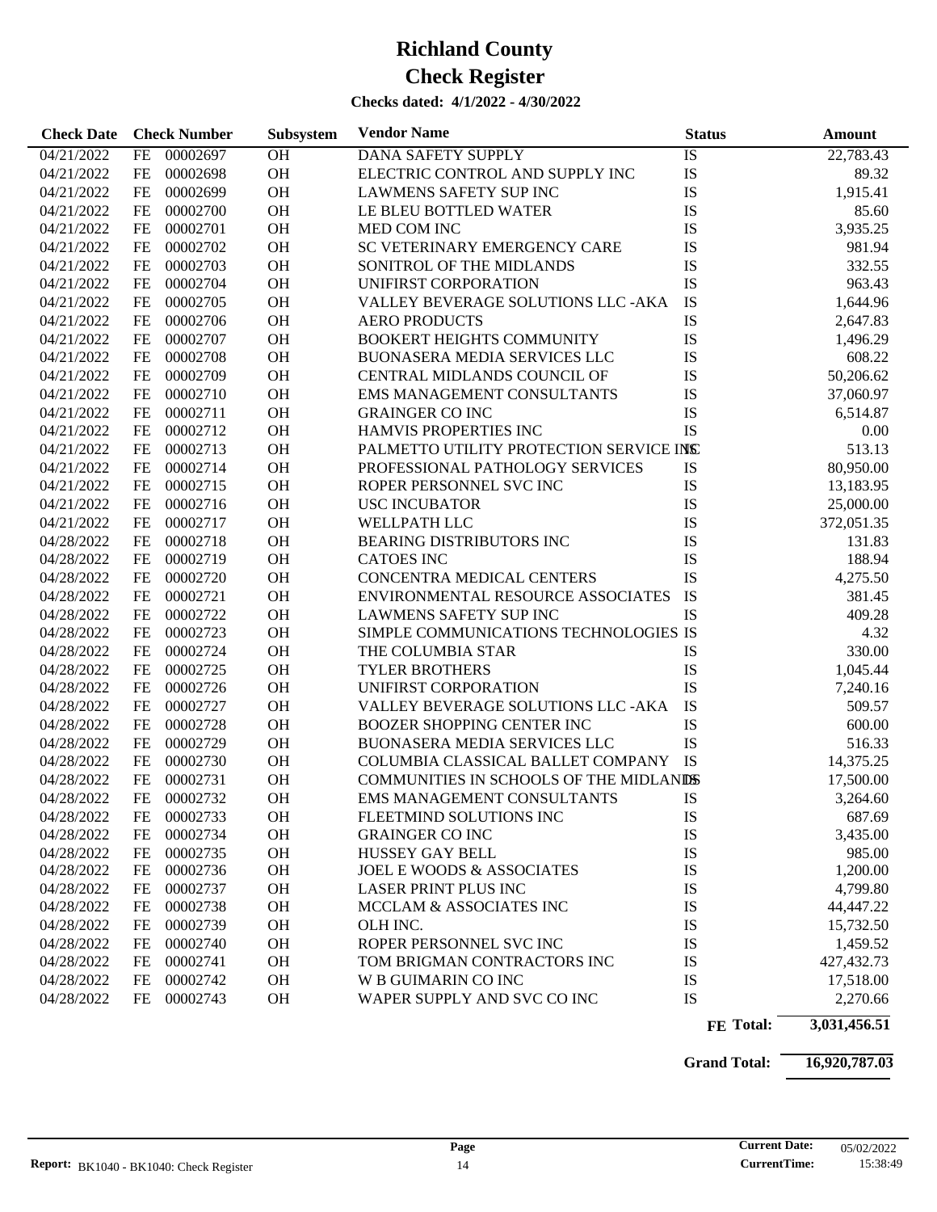# Richland County

# Check Register

**Checks dated: 4/1/2022 - 4/30/2022**

| Check Date | Check Number | | Subsystem | Vendor Name | Status | Amount |
|---|---|---|---|---|---|---|
| 04/21/2022 | FE | 00002697 | OH | DANA SAFETY SUPPLY | IS | 22,783.43 |
| 04/21/2022 | FE | 00002698 | OH | ELECTRIC CONTROL AND SUPPLY INC | IS | 89.32 |
| 04/21/2022 | FE | 00002699 | OH | LAWMENS SAFETY SUP INC | IS | 1,915.41 |
| 04/21/2022 | FE | 00002700 | OH | LE BLEU BOTTLED WATER | IS | 85.60 |
| 04/21/2022 | FE | 00002701 | OH | MED COM INC | IS | 3,935.25 |
| 04/21/2022 | FE | 00002702 | OH | SC VETERINARY EMERGENCY CARE | IS | 981.94 |
| 04/21/2022 | FE | 00002703 | OH | SONITROL OF THE MIDLANDS | IS | 332.55 |
| 04/21/2022 | FE | 00002704 | OH | UNIFIRST CORPORATION | IS | 963.43 |
| 04/21/2022 | FE | 00002705 | OH | VALLEY BEVERAGE SOLUTIONS LLC -AKA | IS | 1,644.96 |
| 04/21/2022 | FE | 00002706 | OH | AERO PRODUCTS | IS | 2,647.83 |
| 04/21/2022 | FE | 00002707 | OH | BOOKERT HEIGHTS COMMUNITY | IS | 1,496.29 |
| 04/21/2022 | FE | 00002708 | OH | BUONASERA MEDIA SERVICES LLC | IS | 608.22 |
| 04/21/2022 | FE | 00002709 | OH | CENTRAL MIDLANDS COUNCIL OF | IS | 50,206.62 |
| 04/21/2022 | FE | 00002710 | OH | EMS MANAGEMENT CONSULTANTS | IS | 37,060.97 |
| 04/21/2022 | FE | 00002711 | OH | GRAINGER CO INC | IS | 6,514.87 |
| 04/21/2022 | FE | 00002712 | OH | HAMVIS PROPERTIES INC | IS | 0.00 |
| 04/21/2022 | FE | 00002713 | OH | PALMETTO UTILITY PROTECTION SERVICE INC | IS | 513.13 |
| 04/21/2022 | FE | 00002714 | OH | PROFESSIONAL PATHOLOGY SERVICES | IS | 80,950.00 |
| 04/21/2022 | FE | 00002715 | OH | ROPER PERSONNEL SVC INC | IS | 13,183.95 |
| 04/21/2022 | FE | 00002716 | OH | USC INCUBATOR | IS | 25,000.00 |
| 04/21/2022 | FE | 00002717 | OH | WELLPATH LLC | IS | 372,051.35 |
| 04/28/2022 | FE | 00002718 | OH | BEARING DISTRIBUTORS INC | IS | 131.83 |
| 04/28/2022 | FE | 00002719 | OH | CATOES INC | IS | 188.94 |
| 04/28/2022 | FE | 00002720 | OH | CONCENTRA MEDICAL CENTERS | IS | 4,275.50 |
| 04/28/2022 | FE | 00002721 | OH | ENVIRONMENTAL RESOURCE ASSOCIATES | IS | 381.45 |
| 04/28/2022 | FE | 00002722 | OH | LAWMENS SAFETY SUP INC | IS | 409.28 |
| 04/28/2022 | FE | 00002723 | OH | SIMPLE COMMUNICATIONS TECHNOLOGIES | IS | 4.32 |
| 04/28/2022 | FE | 00002724 | OH | THE COLUMBIA STAR | IS | 330.00 |
| 04/28/2022 | FE | 00002725 | OH | TYLER BROTHERS | IS | 1,045.44 |
| 04/28/2022 | FE | 00002726 | OH | UNIFIRST CORPORATION | IS | 7,240.16 |
| 04/28/2022 | FE | 00002727 | OH | VALLEY BEVERAGE SOLUTIONS LLC -AKA | IS | 509.57 |
| 04/28/2022 | FE | 00002728 | OH | BOOZER SHOPPING CENTER INC | IS | 600.00 |
| 04/28/2022 | FE | 00002729 | OH | BUONASERA MEDIA SERVICES LLC | IS | 516.33 |
| 04/28/2022 | FE | 00002730 | OH | COLUMBIA CLASSICAL BALLET COMPANY | IS | 14,375.25 |
| 04/28/2022 | FE | 00002731 | OH | COMMUNITIES IN SCHOOLS OF THE MIDLANDS | IS | 17,500.00 |
| 04/28/2022 | FE | 00002732 | OH | EMS MANAGEMENT CONSULTANTS | IS | 3,264.60 |
| 04/28/2022 | FE | 00002733 | OH | FLEETMIND SOLUTIONS INC | IS | 687.69 |
| 04/28/2022 | FE | 00002734 | OH | GRAINGER CO INC | IS | 3,435.00 |
| 04/28/2022 | FE | 00002735 | OH | HUSSEY GAY BELL | IS | 985.00 |
| 04/28/2022 | FE | 00002736 | OH | JOEL E WOODS & ASSOCIATES | IS | 1,200.00 |
| 04/28/2022 | FE | 00002737 | OH | LASER PRINT PLUS INC | IS | 4,799.80 |
| 04/28/2022 | FE | 00002738 | OH | MCCLAM & ASSOCIATES INC | IS | 44,447.22 |
| 04/28/2022 | FE | 00002739 | OH | OLH INC. | IS | 15,732.50 |
| 04/28/2022 | FE | 00002740 | OH | ROPER PERSONNEL SVC INC | IS | 1,459.52 |
| 04/28/2022 | FE | 00002741 | OH | TOM BRIGMAN CONTRACTORS INC | IS | 427,432.73 |
| 04/28/2022 | FE | 00002742 | OH | W B GUIMARIN CO INC | IS | 17,518.00 |
| 04/28/2022 | FE | 00002743 | OH | WAPER SUPPLY AND SVC CO INC | IS | 2,270.66 |
| | | | | | **FE Total:** | **3,031,456.51** |
| | | | | | **Grand Total:** | **16,920,787.03** |

**Report:** BK1040 - BK1040: Check Register

**Current Date:** 05/02/2022
**CurrentTime:** 15:38:49